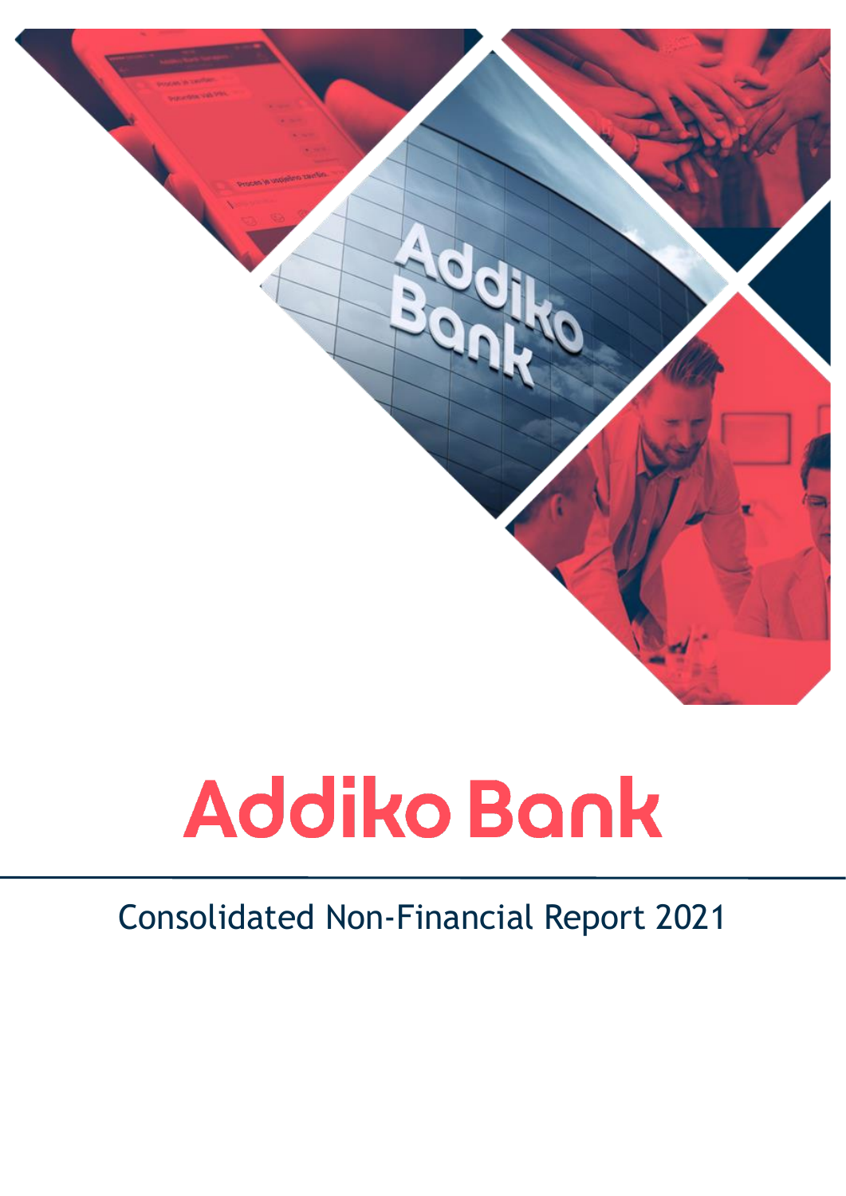# Addiko Bank

## Consolidated Non-Financial Report 2021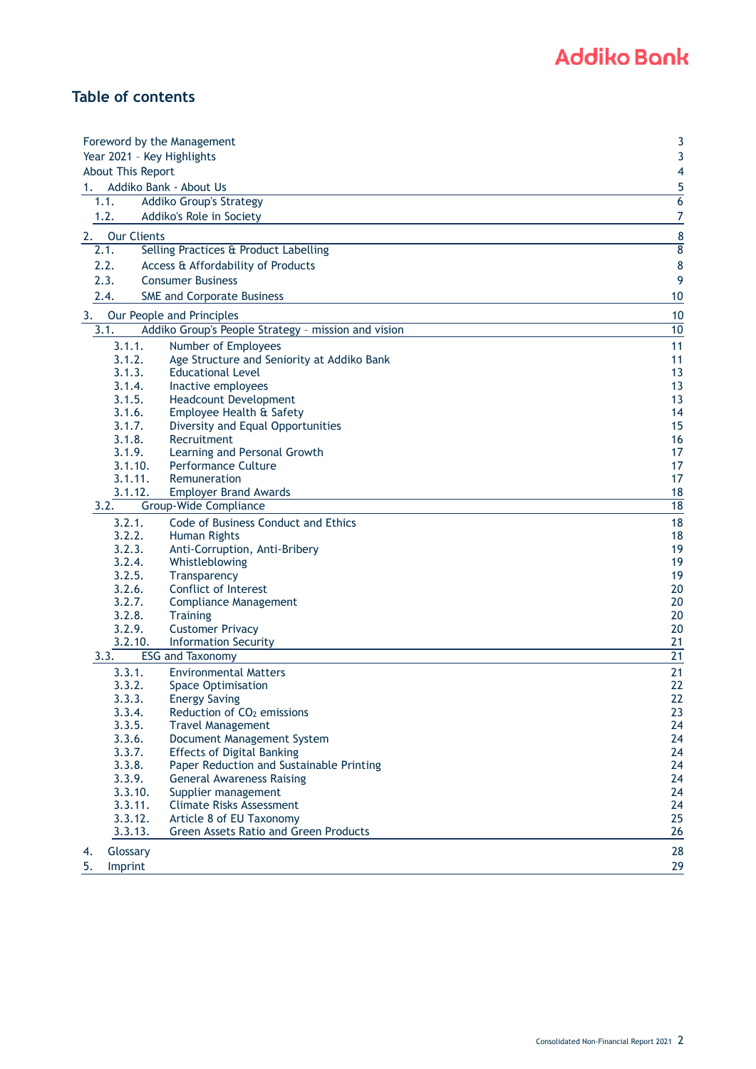# Table of contents

| | | |
|---|---|---|
| Foreword by the Management | | 3 |
| Year 2021 – Key Highlights | | 3 |
| About This Report | | 4 |
| 1. | Addiko Bank - About Us | 5 |
| 1.1. | Addiko Group's Strategy | 6 |
| 1.2. | Addiko's Role in Society | 7 |
| 2. | Our Clients | 8 |
| 2.1. | Selling Practices & Product Labelling | 8 |
| 2.2. | Access & Affordability of Products | 8 |
| 2.3. | Consumer Business | 9 |
| 2.4. | SME and Corporate Business | 10 |
| 3. | Our People and Principles | 10 |
| 3.1. | Addiko Group's People Strategy – mission and vision | 10 |
| 3.1.1. | Number of Employees | 11 |
| 3.1.2. | Age Structure and Seniority at Addiko Bank | 11 |
| 3.1.3. | Educational Level | 13 |
| 3.1.4. | Inactive employees | 13 |
| 3.1.5. | Headcount Development | 13 |
| 3.1.6. | Employee Health & Safety | 14 |
| 3.1.7. | Diversity and Equal Opportunities | 15 |
| 3.1.8. | Recruitment | 16 |
| 3.1.9. | Learning and Personal Growth | 17 |
| 3.1.10. | Performance Culture | 17 |
| 3.1.11. | Remuneration | 17 |
| 3.1.12. | Employer Brand Awards | 18 |
| 3.2. | Group-Wide Compliance | 18 |
| 3.2.1. | Code of Business Conduct and Ethics | 18 |
| 3.2.2. | Human Rights | 18 |
| 3.2.3. | Anti-Corruption, Anti-Bribery | 19 |
| 3.2.4. | Whistleblowing | 19 |
| 3.2.5. | Transparency | 19 |
| 3.2.6. | Conflict of Interest | 20 |
| 3.2.7. | Compliance Management | 20 |
| 3.2.8. | Training | 20 |
| 3.2.9. | Customer Privacy | 20 |
| 3.2.10. | Information Security | 21 |
| 3.3. | ESG and Taxonomy | 21 |
| 3.3.1. | Environmental Matters | 21 |
| 3.3.2. | Space Optimisation | 22 |
| 3.3.3. | Energy Saving | 22 |
| 3.3.4. | Reduction of $CO_2$ emissions | 23 |
| 3.3.5. | Travel Management | 24 |
| 3.3.6. | Document Management System | 24 |
| 3.3.7. | Effects of Digital Banking | 24 |
| 3.3.8. | Paper Reduction and Sustainable Printing | 24 |
| 3.3.9. | General Awareness Raising | 24 |
| 3.3.10. | Supplier management | 24 |
| 3.3.11. | Climate Risks Assessment | 24 |
| 3.3.12. | Article 8 of EU Taxonomy | 25 |
| 3.3.13. | Green Assets Ratio and Green Products | 26 |
| 4. | Glossary | 28 |
| 5. | Imprint | 29 |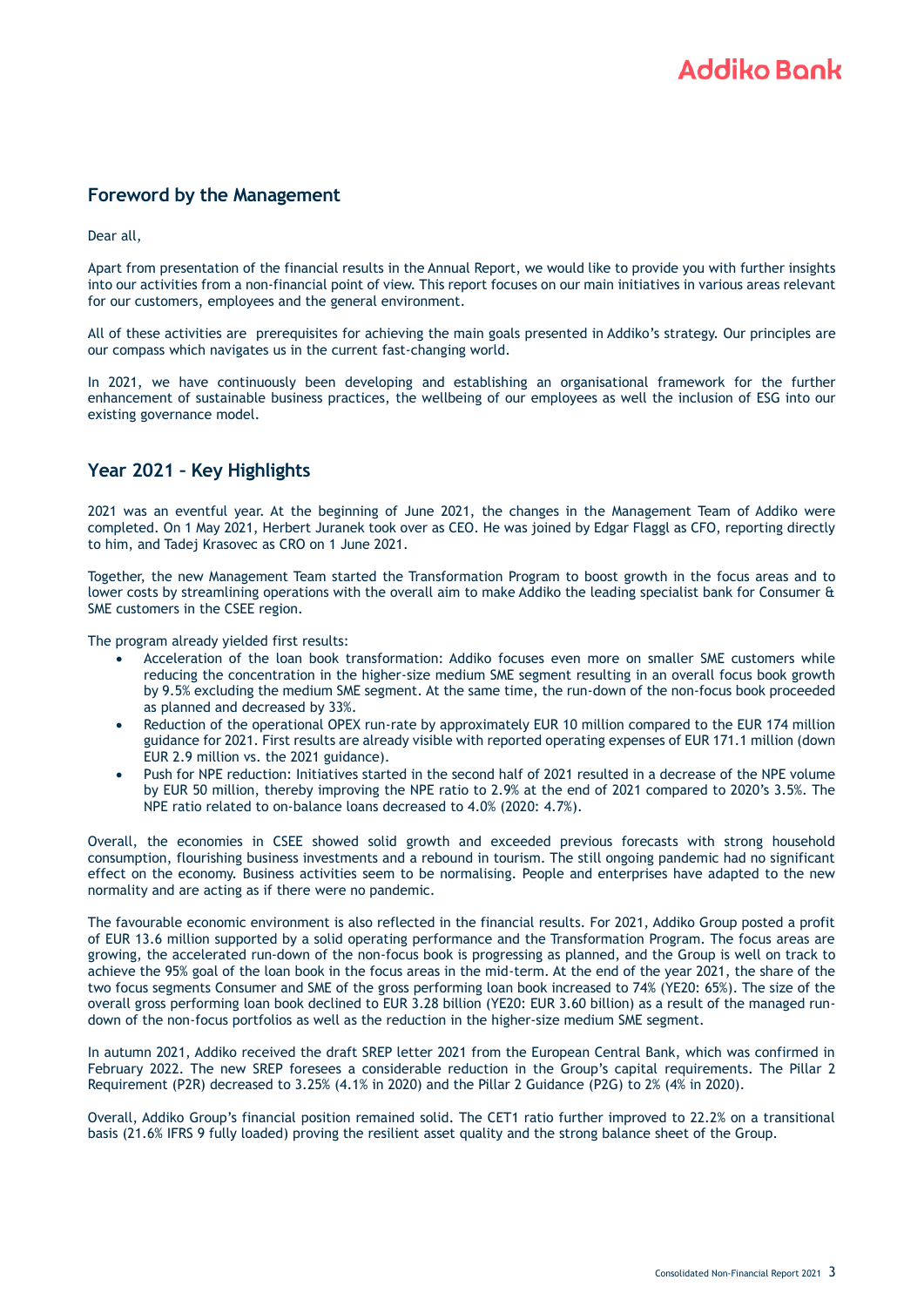## Foreword by the Management

Dear all,

Apart from presentation of the financial results in the Annual Report, we would like to provide you with further insights into our activities from a non-financial point of view. This report focuses on our main initiatives in various areas relevant for our customers, employees and the general environment.

All of these activities are prerequisites for achieving the main goals presented in Addiko's strategy. Our principles are our compass which navigates us in the current fast-changing world.

In 2021, we have continuously been developing and establishing an organisational framework for the further enhancement of sustainable business practices, the wellbeing of our employees as well the inclusion of ESG into our existing governance model.

## Year 2021 – Key Highlights

2021 was an eventful year. At the beginning of June 2021, the changes in the Management Team of Addiko were completed. On 1 May 2021, Herbert Juranek took over as CEO. He was joined by Edgar Flaggl as CFO, reporting directly to him, and Tadej Krasovec as CRO on 1 June 2021.

Together, the new Management Team started the Transformation Program to boost growth in the focus areas and to lower costs by streamlining operations with the overall aim to make Addiko the leading specialist bank for Consumer & SME customers in the CSEE region.

The program already yielded first results:

- Acceleration of the loan book transformation: Addiko focuses even more on smaller SME customers while reducing the concentration in the higher-size medium SME segment resulting in an overall focus book growth by 9.5% excluding the medium SME segment. At the same time, the run-down of the non-focus book proceeded as planned and decreased by 33%.
- Reduction of the operational OPEX run-rate by approximately EUR 10 million compared to the EUR 174 million guidance for 2021. First results are already visible with reported operating expenses of EUR 171.1 million (down EUR 2.9 million vs. the 2021 guidance).
- Push for NPE reduction: Initiatives started in the second half of 2021 resulted in a decrease of the NPE volume by EUR 50 million, thereby improving the NPE ratio to 2.9% at the end of 2021 compared to 2020's 3.5%. The NPE ratio related to on-balance loans decreased to 4.0% (2020: 4.7%).

Overall, the economies in CSEE showed solid growth and exceeded previous forecasts with strong household consumption, flourishing business investments and a rebound in tourism. The still ongoing pandemic had no significant effect on the economy. Business activities seem to be normalising. People and enterprises have adapted to the new normality and are acting as if there were no pandemic.

The favourable economic environment is also reflected in the financial results. For 2021, Addiko Group posted a profit of EUR 13.6 million supported by a solid operating performance and the Transformation Program. The focus areas are growing, the accelerated run-down of the non-focus book is progressing as planned, and the Group is well on track to achieve the 95% goal of the loan book in the focus areas in the mid-term. At the end of the year 2021, the share of the two focus segments Consumer and SME of the gross performing loan book increased to 74% (YE20: 65%). The size of the overall gross performing loan book declined to EUR 3.28 billion (YE20: EUR 3.60 billion) as a result of the managed run-down of the non-focus portfolios as well as the reduction in the higher-size medium SME segment.

In autumn 2021, Addiko received the draft SREP letter 2021 from the European Central Bank, which was confirmed in February 2022. The new SREP foresees a considerable reduction in the Group's capital requirements. The Pillar 2 Requirement (P2R) decreased to 3.25% (4.1% in 2020) and the Pillar 2 Guidance (P2G) to 2% (4% in 2020).

Overall, Addiko Group's financial position remained solid. The CET1 ratio further improved to 22.2% on a transitional basis (21.6% IFRS 9 fully loaded) proving the resilient asset quality and the strong balance sheet of the Group.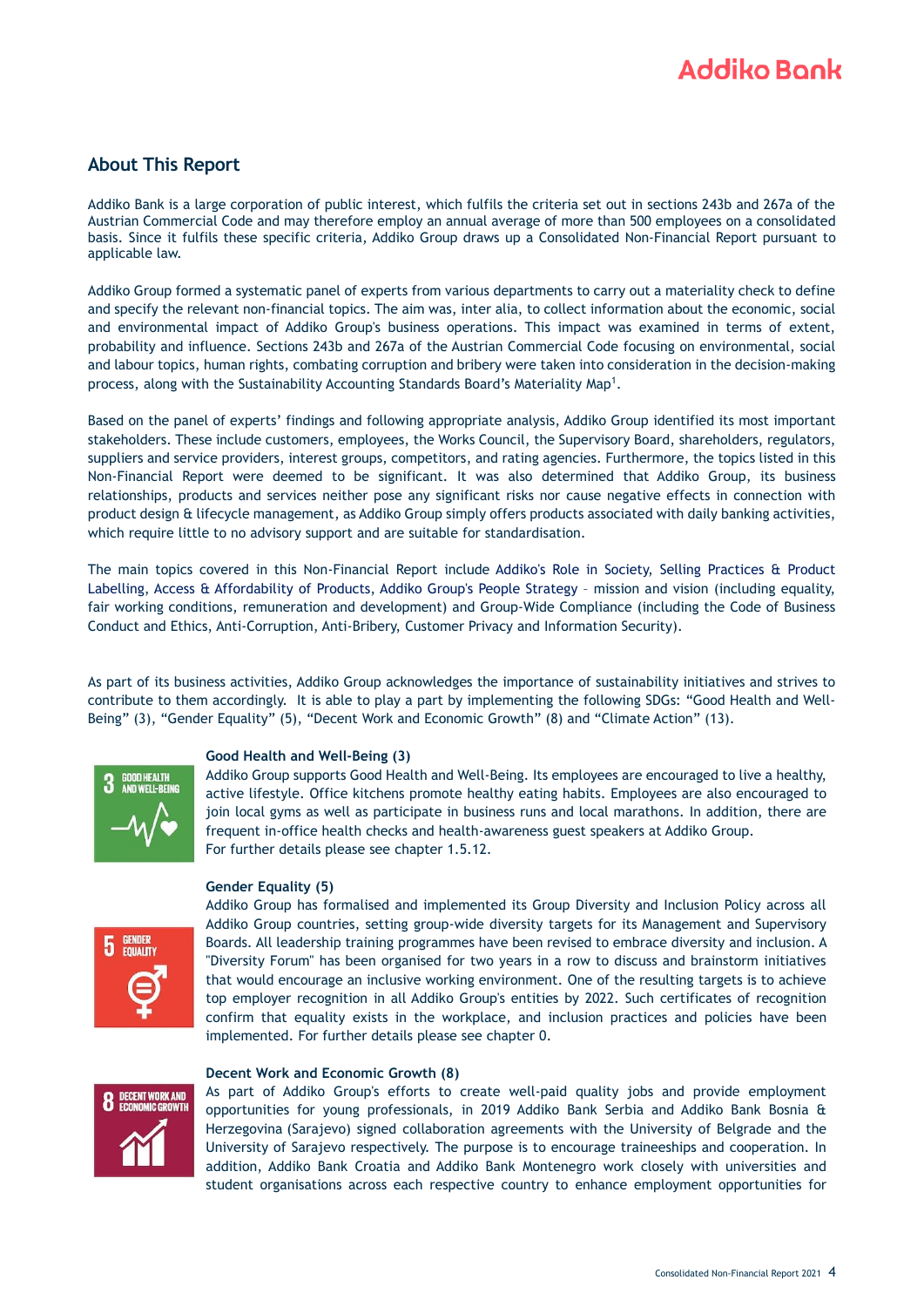## About This Report

Addiko Bank is a large corporation of public interest, which fulfils the criteria set out in sections 243b and 267a of the Austrian Commercial Code and may therefore employ an annual average of more than 500 employees on a consolidated basis. Since it fulfils these specific criteria, Addiko Group draws up a Consolidated Non-Financial Report pursuant to applicable law.

Addiko Group formed a systematic panel of experts from various departments to carry out a materiality check to define and specify the relevant non-financial topics. The aim was, inter alia, to collect information about the economic, social and environmental impact of Addiko Group's business operations. This impact was examined in terms of extent, probability and influence. Sections 243b and 267a of the Austrian Commercial Code focusing on environmental, social and labour topics, human rights, combating corruption and bribery were taken into consideration in the decision-making process, along with the Sustainability Accounting Standards Board's Materiality Map[1].

Based on the panel of experts' findings and following appropriate analysis, Addiko Group identified its most important stakeholders. These include customers, employees, the Works Council, the Supervisory Board, shareholders, regulators, suppliers and service providers, interest groups, competitors, and rating agencies. Furthermore, the topics listed in this Non-Financial Report were deemed to be significant. It was also determined that Addiko Group, its business relationships, products and services neither pose any significant risks nor cause negative effects in connection with product design & lifecycle management, as Addiko Group simply offers products associated with daily banking activities, which require little to no advisory support and are suitable for standardisation.

The main topics covered in this Non-Financial Report include Addiko's Role in Society, Selling Practices & Product Labelling, Access & Affordability of Products, Addiko Group's People Strategy – mission and vision (including equality, fair working conditions, remuneration and development) and Group-Wide Compliance (including the Code of Business Conduct and Ethics, Anti-Corruption, Anti-Bribery, Customer Privacy and Information Security).

As part of its business activities, Addiko Group acknowledges the importance of sustainability initiatives and strives to contribute to them accordingly. It is able to play a part by implementing the following SDGs: "Good Health and Well-Being" (3), "Gender Equality" (5), "Decent Work and Economic Growth" (8) and "Climate Action" (13).

**Good Health and Well-Being (3)**
Addiko Group supports Good Health and Well-Being. Its employees are encouraged to live a healthy, active lifestyle. Office kitchens promote healthy eating habits. Employees are also encouraged to join local gyms as well as participate in business runs and local marathons. In addition, there are frequent in-office health checks and health-awareness guest speakers at Addiko Group.
For further details please see chapter 1.5.12.

**Gender Equality (5)**
Addiko Group has formalised and implemented its Group Diversity and Inclusion Policy across all Addiko Group countries, setting group-wide diversity targets for its Management and Supervisory Boards. All leadership training programmes have been revised to embrace diversity and inclusion. A "Diversity Forum" has been organised for two years in a row to discuss and brainstorm initiatives that would encourage an inclusive working environment. One of the resulting targets is to achieve top employer recognition in all Addiko Group's entities by 2022. Such certificates of recognition confirm that equality exists in the workplace, and inclusion practices and policies have been implemented. For further details please see chapter 0.

**Decent Work and Economic Growth (8)**
As part of Addiko Group's efforts to create well-paid quality jobs and provide employment opportunities for young professionals, in 2019 Addiko Bank Serbia and Addiko Bank Bosnia & Herzegovina (Sarajevo) signed collaboration agreements with the University of Belgrade and the University of Sarajevo respectively. The purpose is to encourage traineeships and cooperation. In addition, Addiko Bank Croatia and Addiko Bank Montenegro work closely with universities and student organisations across each respective country to enhance employment opportunities for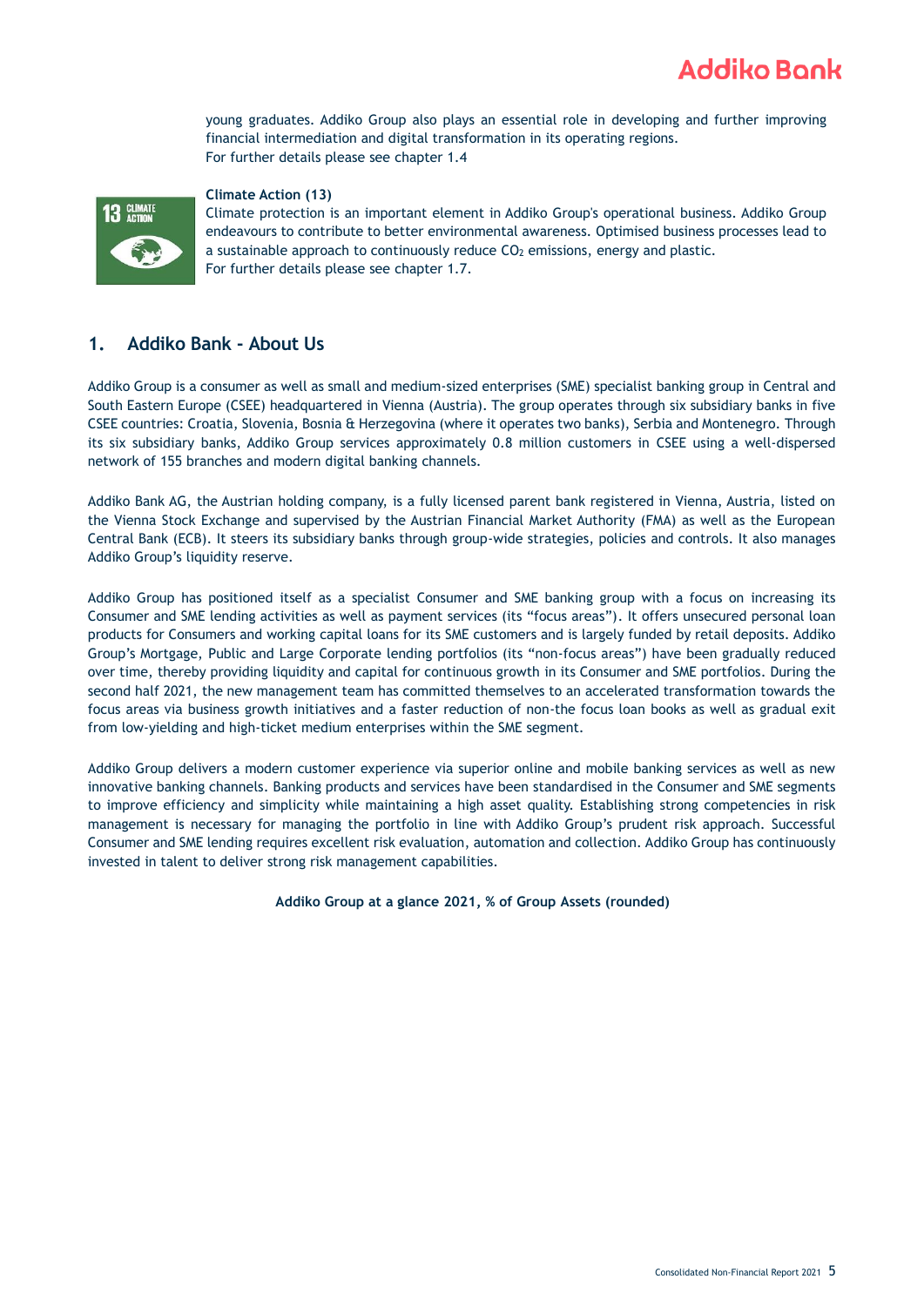young graduates. Addiko Group also plays an essential role in developing and further improving financial intermediation and digital transformation in its operating regions.
For further details please see chapter 1.4

**Climate Action (13)**
Climate protection is an important element in Addiko Group's operational business. Addiko Group endeavours to contribute to better environmental awareness. Optimised business processes lead to a sustainable approach to continuously reduce $CO_2$ emissions, energy and plastic.
For further details please see chapter 1.7.

## 1. Addiko Bank - About Us

Addiko Group is a consumer as well as small and medium-sized enterprises (SME) specialist banking group in Central and South Eastern Europe (CSEE) headquartered in Vienna (Austria). The group operates through six subsidiary banks in five CSEE countries: Croatia, Slovenia, Bosnia & Herzegovina (where it operates two banks), Serbia and Montenegro. Through its six subsidiary banks, Addiko Group services approximately 0.8 million customers in CSEE using a well-dispersed network of 155 branches and modern digital banking channels.

Addiko Bank AG, the Austrian holding company, is a fully licensed parent bank registered in Vienna, Austria, listed on the Vienna Stock Exchange and supervised by the Austrian Financial Market Authority (FMA) as well as the European Central Bank (ECB). It steers its subsidiary banks through group-wide strategies, policies and controls. It also manages Addiko Group's liquidity reserve.

Addiko Group has positioned itself as a specialist Consumer and SME banking group with a focus on increasing its Consumer and SME lending activities as well as payment services (its "focus areas"). It offers unsecured personal loan products for Consumers and working capital loans for its SME customers and is largely funded by retail deposits. Addiko Group's Mortgage, Public and Large Corporate lending portfolios (its "non-focus areas") have been gradually reduced over time, thereby providing liquidity and capital for continuous growth in its Consumer and SME portfolios. During the second half 2021, the new management team has committed themselves to an accelerated transformation towards the focus areas via business growth initiatives and a faster reduction of non-the focus loan books as well as gradual exit from low-yielding and high-ticket medium enterprises within the SME segment.

Addiko Group delivers a modern customer experience via superior online and mobile banking services as well as new innovative banking channels. Banking products and services have been standardised in the Consumer and SME segments to improve efficiency and simplicity while maintaining a high asset quality. Establishing strong competencies in risk management is necessary for managing the portfolio in line with Addiko Group's prudent risk approach. Successful Consumer and SME lending requires excellent risk evaluation, automation and collection. Addiko Group has continuously invested in talent to deliver strong risk management capabilities.

**Addiko Group at a glance 2021, % of Group Assets (rounded)**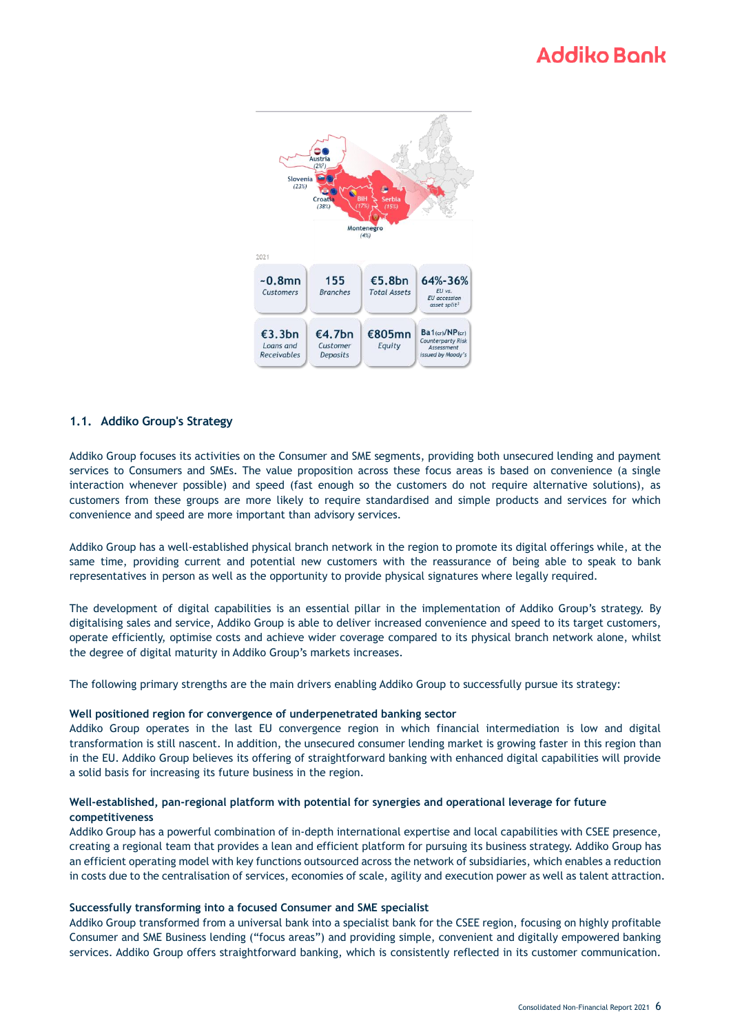Austria (2%)
Slovenia (23%)
Croatia (38%)
BiH (17%)
Serbia (15%)
Montenegro (4%)

2021

| ~0.8mn Customers | 155 Branches | €5.8bn Total Assets | 64%-36% EU vs. EU accession asset split[1] |
|---|---|---|---|
| €3.3bn Loans and Receivables | €4.7bn Customer Deposits | €805mn Equity | Ba1(cr)/NP(cr) Counterparty Risk Assessment issued by Moody's |

### 1.1. Addiko Group's Strategy

Addiko Group focuses its activities on the Consumer and SME segments, providing both unsecured lending and payment services to Consumers and SMEs. The value proposition across these focus areas is based on convenience (a single interaction whenever possible) and speed (fast enough so the customers do not require alternative solutions), as customers from these groups are more likely to require standardised and simple products and services for which convenience and speed are more important than advisory services.

Addiko Group has a well-established physical branch network in the region to promote its digital offerings while, at the same time, providing current and potential new customers with the reassurance of being able to speak to bank representatives in person as well as the opportunity to provide physical signatures where legally required.

The development of digital capabilities is an essential pillar in the implementation of Addiko Group's strategy. By digitalising sales and service, Addiko Group is able to deliver increased convenience and speed to its target customers, operate efficiently, optimise costs and achieve wider coverage compared to its physical branch network alone, whilst the degree of digital maturity in Addiko Group's markets increases.

The following primary strengths are the main drivers enabling Addiko Group to successfully pursue its strategy:

**Well positioned region for convergence of underpenetrated banking sector**
Addiko Group operates in the last EU convergence region in which financial intermediation is low and digital transformation is still nascent. In addition, the unsecured consumer lending market is growing faster in this region than in the EU. Addiko Group believes its offering of straightforward banking with enhanced digital capabilities will provide a solid basis for increasing its future business in the region.

**Well-established, pan-regional platform with potential for synergies and operational leverage for future competitiveness**
Addiko Group has a powerful combination of in-depth international expertise and local capabilities with CSEE presence, creating a regional team that provides a lean and efficient platform for pursuing its business strategy. Addiko Group has an efficient operating model with key functions outsourced across the network of subsidiaries, which enables a reduction in costs due to the centralisation of services, economies of scale, agility and execution power as well as talent attraction.

**Successfully transforming into a focused Consumer and SME specialist**
Addiko Group transformed from a universal bank into a specialist bank for the CSEE region, focusing on highly profitable Consumer and SME Business lending ("focus areas") and providing simple, convenient and digitally empowered banking services. Addiko Group offers straightforward banking, which is consistently reflected in its customer communication.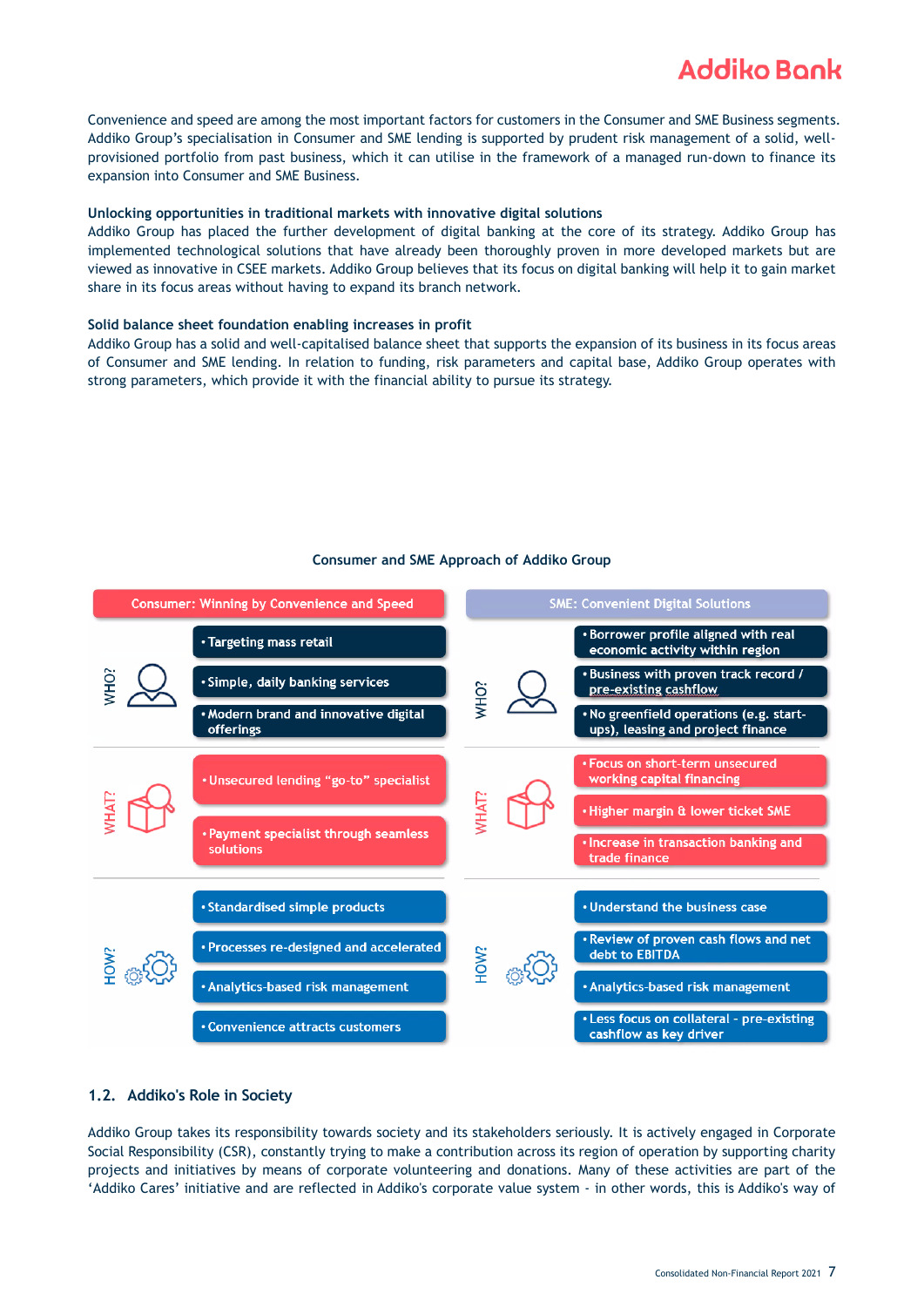Convenience and speed are among the most important factors for customers in the Consumer and SME Business segments. Addiko Group's specialisation in Consumer and SME lending is supported by prudent risk management of a solid, well-provisioned portfolio from past business, which it can utilise in the framework of a managed run-down to finance its expansion into Consumer and SME Business.

**Unlocking opportunities in traditional markets with innovative digital solutions**
Addiko Group has placed the further development of digital banking at the core of its strategy. Addiko Group has implemented technological solutions that have already been thoroughly proven in more developed markets but are viewed as innovative in CSEE markets. Addiko Group believes that its focus on digital banking will help it to gain market share in its focus areas without having to expand its branch network.

**Solid balance sheet foundation enabling increases in profit**
Addiko Group has a solid and well-capitalised balance sheet that supports the expansion of its business in its focus areas of Consumer and SME lending. In relation to funding, risk parameters and capital base, Addiko Group operates with strong parameters, which provide it with the financial ability to pursue its strategy.

**Consumer and SME Approach of Addiko Group**

| | Consumer: Winning by Convenience and Speed | SME: Convenient Digital Solutions |
|---|---|---|
| WHO? | • Targeting mass retail<br>• Simple, daily banking services<br>• Modern brand and innovative digital offerings | • Borrower profile aligned with real economic activity within region<br>• Business with proven track record / pre-existing cashflow<br>• No greenfield operations (e.g. start-ups), leasing and project finance |
| WHAT? | • Unsecured lending "go-to" specialist<br>• Payment specialist through seamless solutions | • Focus on short-term unsecured working capital financing<br>• Higher margin & lower ticket SME<br>• Increase in transaction banking and trade finance |
| HOW? | • Standardised simple products<br>• Processes re-designed and accelerated<br>• Analytics-based risk management<br>• Convenience attracts customers | • Understand the business case<br>• Review of proven cash flows and net debt to EBITDA<br>• Analytics-based risk management<br>• Less focus on collateral - pre-existing cashflow as key driver |

## 1.2. Addiko's Role in Society

Addiko Group takes its responsibility towards society and its stakeholders seriously. It is actively engaged in Corporate Social Responsibility (CSR), constantly trying to make a contribution across its region of operation by supporting charity projects and initiatives by means of corporate volunteering and donations. Many of these activities are part of the 'Addiko Cares' initiative and are reflected in Addiko's corporate value system - in other words, this is Addiko's way of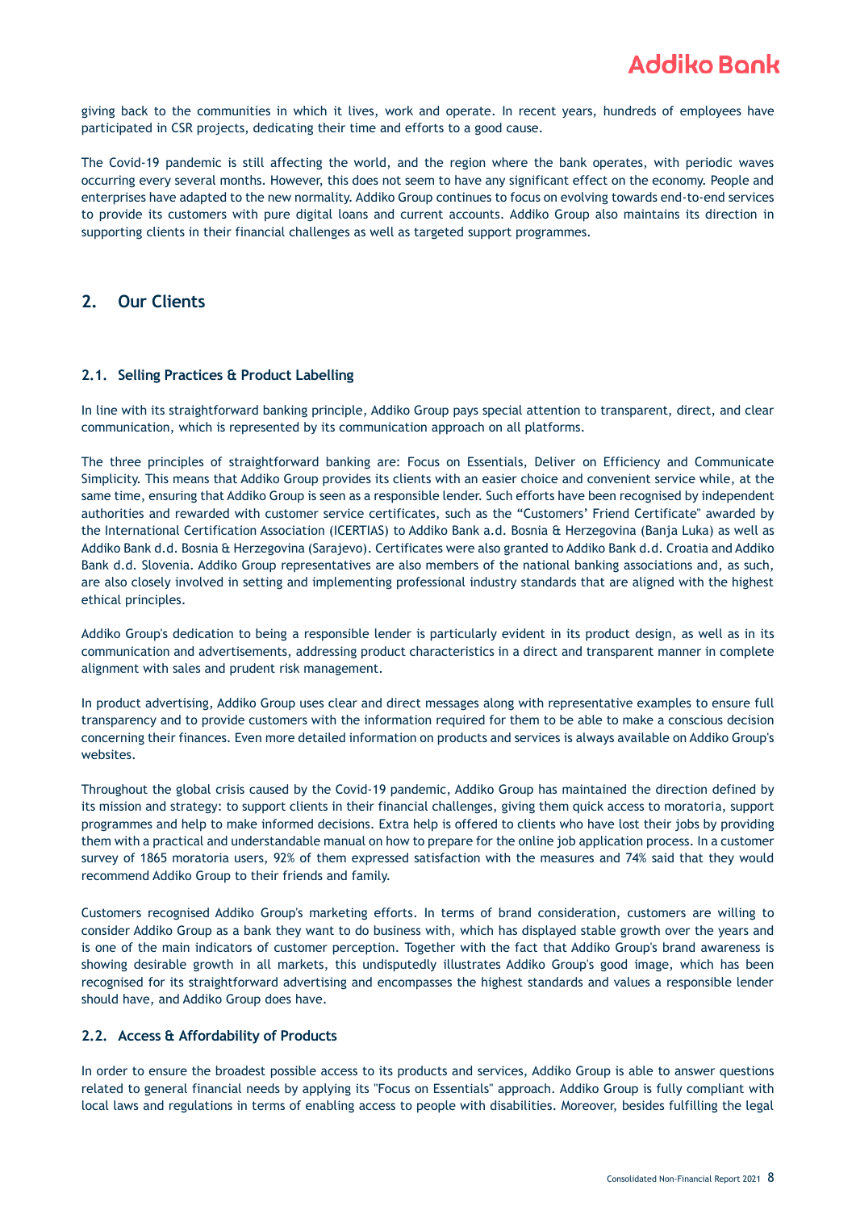giving back to the communities in which it lives, work and operate. In recent years, hundreds of employees have participated in CSR projects, dedicating their time and efforts to a good cause.

The Covid-19 pandemic is still affecting the world, and the region where the bank operates, with periodic waves occurring every several months. However, this does not seem to have any significant effect on the economy. People and enterprises have adapted to the new normality. Addiko Group continues to focus on evolving towards end-to-end services to provide its customers with pure digital loans and current accounts. Addiko Group also maintains its direction in supporting clients in their financial challenges as well as targeted support programmes.

## 2. Our Clients

### 2.1. Selling Practices & Product Labelling

In line with its straightforward banking principle, Addiko Group pays special attention to transparent, direct, and clear communication, which is represented by its communication approach on all platforms.

The three principles of straightforward banking are: Focus on Essentials, Deliver on Efficiency and Communicate Simplicity. This means that Addiko Group provides its clients with an easier choice and convenient service while, at the same time, ensuring that Addiko Group is seen as a responsible lender. Such efforts have been recognised by independent authorities and rewarded with customer service certificates, such as the "Customers' Friend Certificate" awarded by the International Certification Association (ICERTIAS) to Addiko Bank a.d. Bosnia & Herzegovina (Banja Luka) as well as Addiko Bank d.d. Bosnia & Herzegovina (Sarajevo). Certificates were also granted to Addiko Bank d.d. Croatia and Addiko Bank d.d. Slovenia. Addiko Group representatives are also members of the national banking associations and, as such, are also closely involved in setting and implementing professional industry standards that are aligned with the highest ethical principles.

Addiko Group's dedication to being a responsible lender is particularly evident in its product design, as well as in its communication and advertisements, addressing product characteristics in a direct and transparent manner in complete alignment with sales and prudent risk management.

In product advertising, Addiko Group uses clear and direct messages along with representative examples to ensure full transparency and to provide customers with the information required for them to be able to make a conscious decision concerning their finances. Even more detailed information on products and services is always available on Addiko Group's websites.

Throughout the global crisis caused by the Covid-19 pandemic, Addiko Group has maintained the direction defined by its mission and strategy: to support clients in their financial challenges, giving them quick access to moratoria, support programmes and help to make informed decisions. Extra help is offered to clients who have lost their jobs by providing them with a practical and understandable manual on how to prepare for the online job application process. In a customer survey of 1865 moratoria users, 92% of them expressed satisfaction with the measures and 74% said that they would recommend Addiko Group to their friends and family.

Customers recognised Addiko Group's marketing efforts. In terms of brand consideration, customers are willing to consider Addiko Group as a bank they want to do business with, which has displayed stable growth over the years and is one of the main indicators of customer perception. Together with the fact that Addiko Group's brand awareness is showing desirable growth in all markets, this undisputedly illustrates Addiko Group's good image, which has been recognised for its straightforward advertising and encompasses the highest standards and values a responsible lender should have, and Addiko Group does have.

### 2.2. Access & Affordability of Products

In order to ensure the broadest possible access to its products and services, Addiko Group is able to answer questions related to general financial needs by applying its "Focus on Essentials" approach. Addiko Group is fully compliant with local laws and regulations in terms of enabling access to people with disabilities. Moreover, besides fulfilling the legal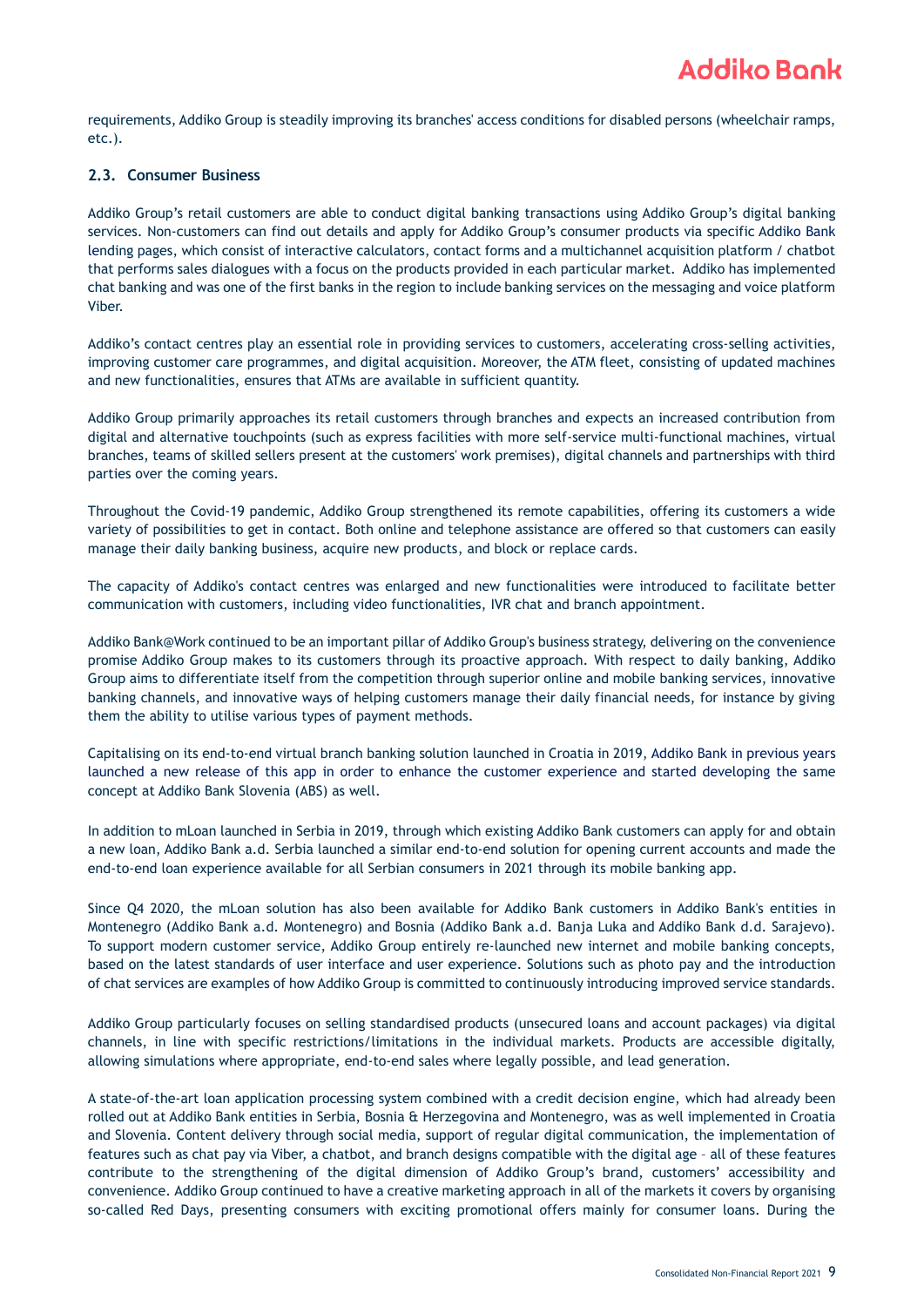requirements, Addiko Group is steadily improving its branches' access conditions for disabled persons (wheelchair ramps, etc.).

### 2.3. Consumer Business

Addiko Group's retail customers are able to conduct digital banking transactions using Addiko Group's digital banking services. Non-customers can find out details and apply for Addiko Group's consumer products via specific Addiko Bank lending pages, which consist of interactive calculators, contact forms and a multichannel acquisition platform / chatbot that performs sales dialogues with a focus on the products provided in each particular market. Addiko has implemented chat banking and was one of the first banks in the region to include banking services on the messaging and voice platform Viber.

Addiko's contact centres play an essential role in providing services to customers, accelerating cross-selling activities, improving customer care programmes, and digital acquisition. Moreover, the ATM fleet, consisting of updated machines and new functionalities, ensures that ATMs are available in sufficient quantity.

Addiko Group primarily approaches its retail customers through branches and expects an increased contribution from digital and alternative touchpoints (such as express facilities with more self-service multi-functional machines, virtual branches, teams of skilled sellers present at the customers' work premises), digital channels and partnerships with third parties over the coming years.

Throughout the Covid-19 pandemic, Addiko Group strengthened its remote capabilities, offering its customers a wide variety of possibilities to get in contact. Both online and telephone assistance are offered so that customers can easily manage their daily banking business, acquire new products, and block or replace cards.

The capacity of Addiko's contact centres was enlarged and new functionalities were introduced to facilitate better communication with customers, including video functionalities, IVR chat and branch appointment.

Addiko Bank@Work continued to be an important pillar of Addiko Group's business strategy, delivering on the convenience promise Addiko Group makes to its customers through its proactive approach. With respect to daily banking, Addiko Group aims to differentiate itself from the competition through superior online and mobile banking services, innovative banking channels, and innovative ways of helping customers manage their daily financial needs, for instance by giving them the ability to utilise various types of payment methods.

Capitalising on its end-to-end virtual branch banking solution launched in Croatia in 2019, Addiko Bank in previous years launched a new release of this app in order to enhance the customer experience and started developing the same concept at Addiko Bank Slovenia (ABS) as well.

In addition to mLoan launched in Serbia in 2019, through which existing Addiko Bank customers can apply for and obtain a new loan, Addiko Bank a.d. Serbia launched a similar end-to-end solution for opening current accounts and made the end-to-end loan experience available for all Serbian consumers in 2021 through its mobile banking app.

Since Q4 2020, the mLoan solution has also been available for Addiko Bank customers in Addiko Bank's entities in Montenegro (Addiko Bank a.d. Montenegro) and Bosnia (Addiko Bank a.d. Banja Luka and Addiko Bank d.d. Sarajevo). To support modern customer service, Addiko Group entirely re-launched new internet and mobile banking concepts, based on the latest standards of user interface and user experience. Solutions such as photo pay and the introduction of chat services are examples of how Addiko Group is committed to continuously introducing improved service standards.

Addiko Group particularly focuses on selling standardised products (unsecured loans and account packages) via digital channels, in line with specific restrictions/limitations in the individual markets. Products are accessible digitally, allowing simulations where appropriate, end-to-end sales where legally possible, and lead generation.

A state-of-the-art loan application processing system combined with a credit decision engine, which had already been rolled out at Addiko Bank entities in Serbia, Bosnia & Herzegovina and Montenegro, was as well implemented in Croatia and Slovenia. Content delivery through social media, support of regular digital communication, the implementation of features such as chat pay via Viber, a chatbot, and branch designs compatible with the digital age – all of these features contribute to the strengthening of the digital dimension of Addiko Group's brand, customers' accessibility and convenience. Addiko Group continued to have a creative marketing approach in all of the markets it covers by organising so-called Red Days, presenting consumers with exciting promotional offers mainly for consumer loans. During the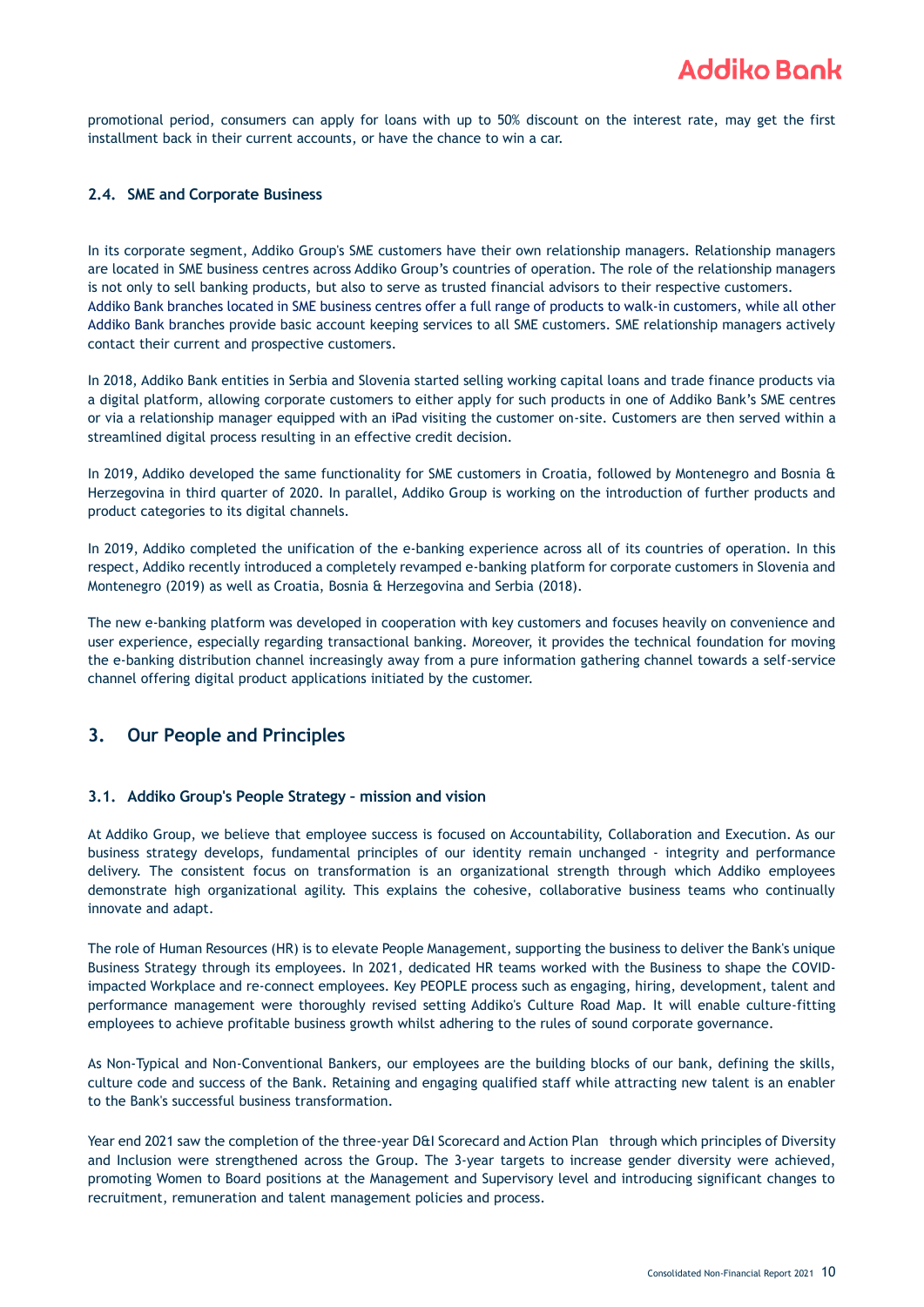promotional period, consumers can apply for loans with up to 50% discount on the interest rate, may get the first installment back in their current accounts, or have the chance to win a car.

### 2.4. SME and Corporate Business

In its corporate segment, Addiko Group's SME customers have their own relationship managers. Relationship managers are located in SME business centres across Addiko Group's countries of operation. The role of the relationship managers is not only to sell banking products, but also to serve as trusted financial advisors to their respective customers. Addiko Bank branches located in SME business centres offer a full range of products to walk-in customers, while all other Addiko Bank branches provide basic account keeping services to all SME customers. SME relationship managers actively contact their current and prospective customers.

In 2018, Addiko Bank entities in Serbia and Slovenia started selling working capital loans and trade finance products via a digital platform, allowing corporate customers to either apply for such products in one of Addiko Bank's SME centres or via a relationship manager equipped with an iPad visiting the customer on-site. Customers are then served within a streamlined digital process resulting in an effective credit decision.

In 2019, Addiko developed the same functionality for SME customers in Croatia, followed by Montenegro and Bosnia & Herzegovina in third quarter of 2020. In parallel, Addiko Group is working on the introduction of further products and product categories to its digital channels.

In 2019, Addiko completed the unification of the e-banking experience across all of its countries of operation. In this respect, Addiko recently introduced a completely revamped e-banking platform for corporate customers in Slovenia and Montenegro (2019) as well as Croatia, Bosnia & Herzegovina and Serbia (2018).

The new e-banking platform was developed in cooperation with key customers and focuses heavily on convenience and user experience, especially regarding transactional banking. Moreover, it provides the technical foundation for moving the e-banking distribution channel increasingly away from a pure information gathering channel towards a self-service channel offering digital product applications initiated by the customer.

## 3. Our People and Principles

### 3.1. Addiko Group's People Strategy – mission and vision

At Addiko Group, we believe that employee success is focused on Accountability, Collaboration and Execution. As our business strategy develops, fundamental principles of our identity remain unchanged - integrity and performance delivery. The consistent focus on transformation is an organizational strength through which Addiko employees demonstrate high organizational agility. This explains the cohesive, collaborative business teams who continually innovate and adapt.

The role of Human Resources (HR) is to elevate People Management, supporting the business to deliver the Bank's unique Business Strategy through its employees. In 2021, dedicated HR teams worked with the Business to shape the COVID-impacted Workplace and re-connect employees. Key PEOPLE process such as engaging, hiring, development, talent and performance management were thoroughly revised setting Addiko's Culture Road Map. It will enable culture-fitting employees to achieve profitable business growth whilst adhering to the rules of sound corporate governance.

As Non-Typical and Non-Conventional Bankers, our employees are the building blocks of our bank, defining the skills, culture code and success of the Bank. Retaining and engaging qualified staff while attracting new talent is an enabler to the Bank's successful business transformation.

Year end 2021 saw the completion of the three-year D&I Scorecard and Action Plan through which principles of Diversity and Inclusion were strengthened across the Group. The 3-year targets to increase gender diversity were achieved, promoting Women to Board positions at the Management and Supervisory level and introducing significant changes to recruitment, remuneration and talent management policies and process.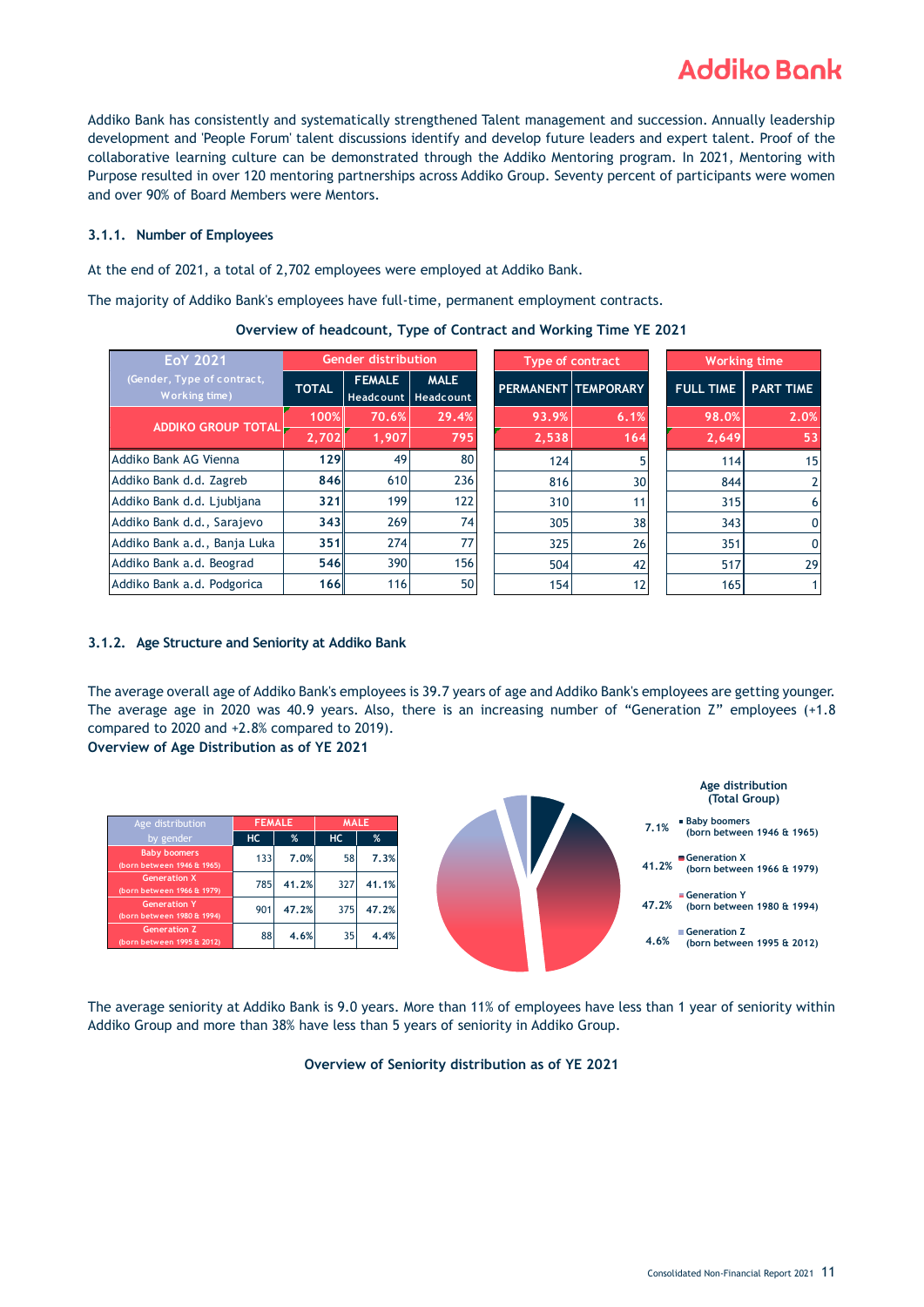Addiko Bank has consistently and systematically strengthened Talent management and succession. Annually leadership development and 'People Forum' talent discussions identify and develop future leaders and expert talent. Proof of the collaborative learning culture can be demonstrated through the Addiko Mentoring program. In 2021, Mentoring with Purpose resulted in over 120 mentoring partnerships across Addiko Group. Seventy percent of participants were women and over 90% of Board Members were Mentors.

### 3.1.1. Number of Employees

At the end of 2021, a total of 2,702 employees were employed at Addiko Bank.

The majority of Addiko Bank's employees have full-time, permanent employment contracts.

**Overview of headcount, Type of Contract and Working Time YE 2021**

| EoY 2021 (Gender, Type of contract, Working time) | Gender distribution | | | Type of contract | | Working time | |
|---|---|---|---|---|---|---|---|
| | TOTAL | FEMALE Headcount | MALE Headcount | PERMANENT | TEMPORARY | FULL TIME | PART TIME |
| ADDIKO GROUP TOTAL | 100% | 70.6% | 29.4% | 93.9% | 6.1% | 98.0% | 2.0% |
| | 2,702 | 1,907 | 795 | 2,538 | 164 | 2,649 | 53 |
| Addiko Bank AG Vienna | 129 | 49 | 80 | 124 | 5 | 114 | 15 |
| Addiko Bank d.d. Zagreb | 846 | 610 | 236 | 816 | 30 | 844 | 2 |
| Addiko Bank d.d. Ljubljana | 321 | 199 | 122 | 310 | 11 | 315 | 6 |
| Addiko Bank d.d., Sarajevo | 343 | 269 | 74 | 305 | 38 | 343 | 0 |
| Addiko Bank a.d., Banja Luka | 351 | 274 | 77 | 325 | 26 | 351 | 0 |
| Addiko Bank a.d. Beograd | 546 | 390 | 156 | 504 | 42 | 517 | 29 |
| Addiko Bank a.d. Podgorica | 166 | 116 | 50 | 154 | 12 | 165 | 1 |

### 3.1.2. Age Structure and Seniority at Addiko Bank

The average overall age of Addiko Bank's employees is 39.7 years of age and Addiko Bank's employees are getting younger. The average age in 2020 was 40.9 years. Also, there is an increasing number of "Generation Z" employees (+1.8 compared to 2020 and +2.8% compared to 2019).

**Overview of Age Distribution as of YE 2021**

| Age distribution by gender | FEMALE | | MALE | |
|---|---|---|---|---|
| | HC | % | HC | % |
| Baby boomers (born between 1946 & 1965) | 133 | 7.0% | 58 | 7.3% |
| Generation X (born between 1966 & 1979) | 785 | 41.2% | 327 | 41.1% |
| Generation Y (born between 1980 & 1994) | 901 | 47.2% | 375 | 47.2% |
| Generation Z (born between 1995 & 2012) | 88 | 4.6% | 35 | 4.4% |

Age distribution (Total Group)

- 7.1% Baby boomers (born between 1946 & 1965)
- 41.2% Generation X (born between 1966 & 1979)
- 47.2% Generation Y (born between 1980 & 1994)
- 4.6% Generation Z (born between 1995 & 2012)

The average seniority at Addiko Bank is 9.0 years. More than 11% of employees have less than 1 year of seniority within Addiko Group and more than 38% have less than 5 years of seniority in Addiko Group.

**Overview of Seniority distribution as of YE 2021**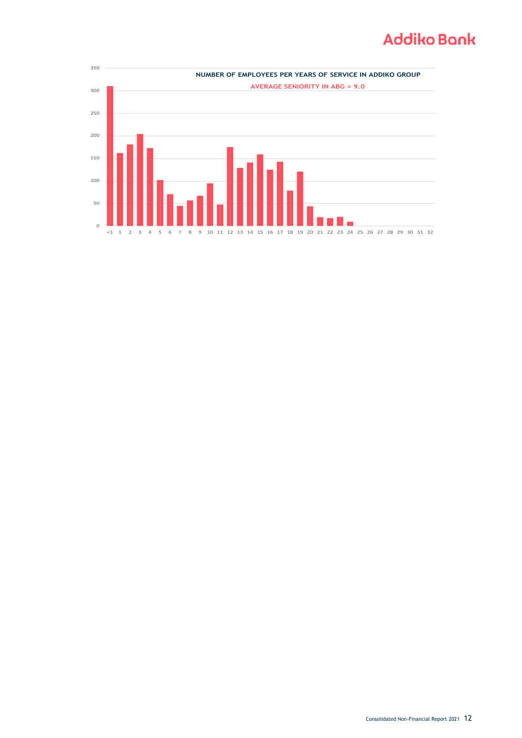**NUMBER OF EMPLOYEES PER YEARS OF SERVICE IN ADDIKO GROUP**

**AVERAGE SENIORITY IN ABG = 9.0**

| Years of service | Number of employees (approx.) |
|---|---|
| <1 | 310 |
| 1 | 162 |
| 2 | 181 |
| 3 | 204 |
| 4 | 173 |
| 5 | 102 |
| 6 | 71 |
| 7 | 45 |
| 8 | 57 |
| 9 | 67 |
| 10 | 95 |
| 11 | 48 |
| 12 | 175 |
| 13 | 129 |
| 14 | 141 |
| 15 | 159 |
| 16 | 125 |
| 17 | 143 |
| 18 | 79 |
| 19 | 120 |
| 20 | 44 |
| 21 | 20 |
| 22 | 18 |
| 23 | 21 |
| 24 | 10 |
| 25 | 0 |
| 26 | 1 |
| 27 | 0 |
| 28 | 0 |
| 29 | 0 |
| 30 | 0 |
| 31 | 0 |
| 32 | 0 |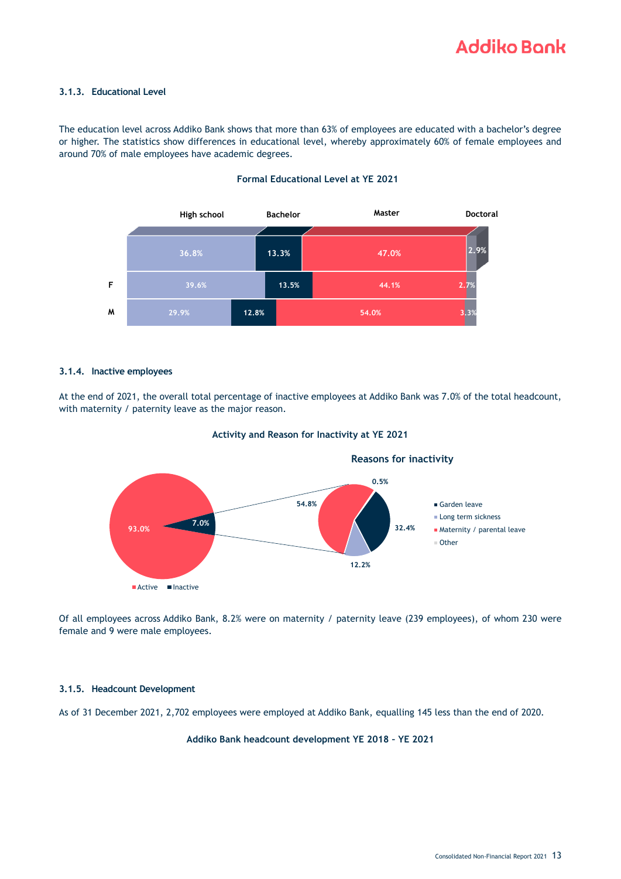### 3.1.3. Educational Level

The education level across Addiko Bank shows that more than 63% of employees are educated with a bachelor's degree or higher. The statistics show differences in educational level, whereby approximately 60% of female employees and around 70% of male employees have academic degrees.

**Formal Educational Level at YE 2021**

| | High school | Bachelor | Master | Doctoral |
|---|---|---|---|---|
| Total | 36.8% | 13.3% | 47.0% | 2.9% |
| F | 39.6% | 13.5% | 44.1% | 2.7% |
| M | 29.9% | 12.8% | 54.0% | 3.3% |

### 3.1.4. Inactive employees

At the end of 2021, the overall total percentage of inactive employees at Addiko Bank was 7.0% of the total headcount, with maternity / paternity leave as the major reason.

**Activity and Reason for Inactivity at YE 2021**

| Activity | Share |
|---|---|
| Active | 93.0% |
| Inactive | 7.0% |

**Reasons for inactivity**

| Reason | Share |
|---|---|
| Garden leave | 32.4% |
| Long term sickness | 12.2% |
| Maternity / parental leave | 54.8% |
| Other | 0.5% |

Of all employees across Addiko Bank, 8.2% were on maternity / paternity leave (239 employees), of whom 230 were female and 9 were male employees.

### 3.1.5. Headcount Development

As of 31 December 2021, 2,702 employees were employed at Addiko Bank, equalling 145 less than the end of 2020.

**Addiko Bank headcount development YE 2018 – YE 2021**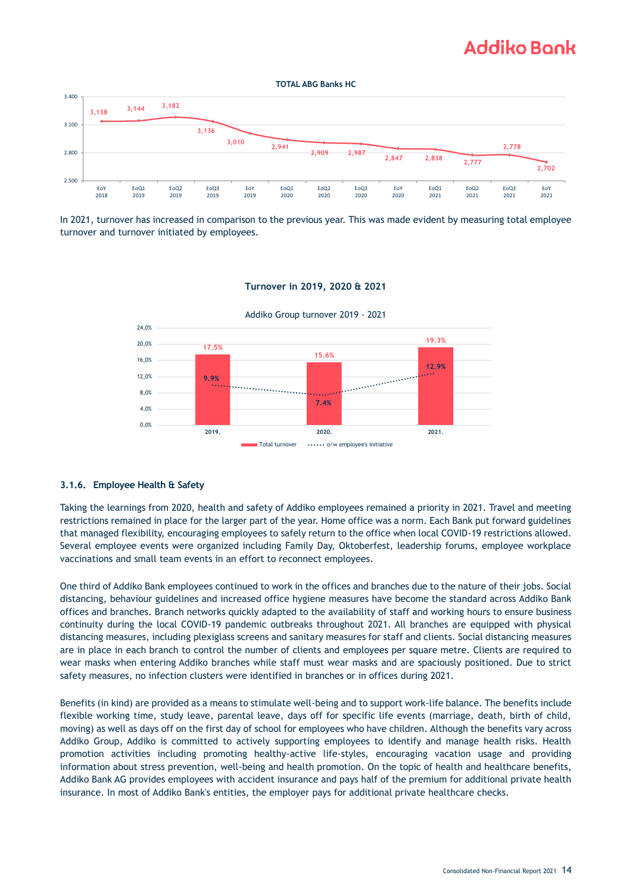**TOTAL ABG Banks HC**

| EoY 2018 | EoQ1 2019 | EoQ2 2019 | EoQ3 2019 | EoY 2019 | EoQ1 2020 | EoQ2 2020 | EoQ3 2020 | EoY 2020 | EoQ1 2021 | EoQ2 2021 | EoQ3 2021 | EoY 2021 |
|---|---|---|---|---|---|---|---|---|---|---|---|---|
| 3,138 | 3,144 | 3,182 | 3,136 | 3,010 | 2,941 | 2,909 | 2,987 | 2,847 | 2,838 | 2,777 | 2,778 | 2,702 |

In 2021, turnover has increased in comparison to the previous year. This was made evident by measuring total employee turnover and turnover initiated by employees.

**Turnover in 2019, 2020 & 2021**

Addiko Group turnover 2019 - 2021

| | 2019. | 2020. | 2021. |
|---|---|---|---|
| Total turnover | 17.5% | 15.6% | 19.3% |
| o/w employee's initiative | 9.9% | 7.4% | 12.9% |

### 3.1.6. Employee Health & Safety

Taking the learnings from 2020, health and safety of Addiko employees remained a priority in 2021. Travel and meeting restrictions remained in place for the larger part of the year. Home office was a norm. Each Bank put forward guidelines that managed flexibility, encouraging employees to safely return to the office when local COVID-19 restrictions allowed. Several employee events were organized including Family Day, Oktoberfest, leadership forums, employee workplace vaccinations and small team events in an effort to reconnect employees.

One third of Addiko Bank employees continued to work in the offices and branches due to the nature of their jobs. Social distancing, behaviour guidelines and increased office hygiene measures have become the standard across Addiko Bank offices and branches. Branch networks quickly adapted to the availability of staff and working hours to ensure business continuity during the local COVID-19 pandemic outbreaks throughout 2021. All branches are equipped with physical distancing measures, including plexiglass screens and sanitary measures for staff and clients. Social distancing measures are in place in each branch to control the number of clients and employees per square metre. Clients are required to wear masks when entering Addiko branches while staff must wear masks and are spaciously positioned. Due to strict safety measures, no infection clusters were identified in branches or in offices during 2021.

Benefits (in kind) are provided as a means to stimulate well-being and to support work-life balance. The benefits include flexible working time, study leave, parental leave, days off for specific life events (marriage, death, birth of child, moving) as well as days off on the first day of school for employees who have children. Although the benefits vary across Addiko Group, Addiko is committed to actively supporting employees to identify and manage health risks. Health promotion activities including promoting healthy-active life-styles, encouraging vacation usage and providing information about stress prevention, well-being and health promotion. On the topic of health and healthcare benefits, Addiko Bank AG provides employees with accident insurance and pays half of the premium for additional private health insurance. In most of Addiko Bank's entities, the employer pays for additional private healthcare checks.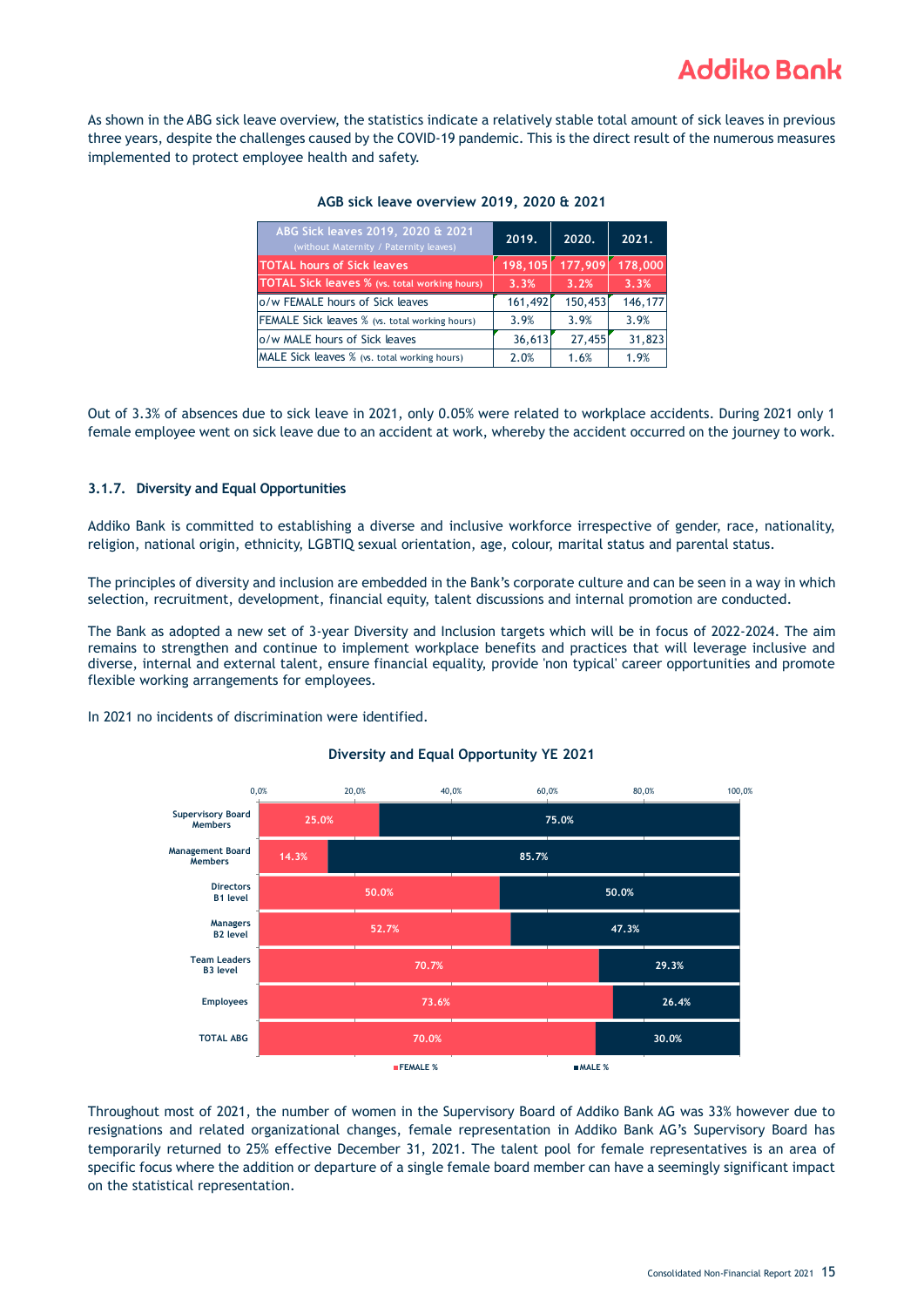As shown in the ABG sick leave overview, the statistics indicate a relatively stable total amount of sick leaves in previous three years, despite the challenges caused by the COVID-19 pandemic. This is the direct result of the numerous measures implemented to protect employee health and safety.

**AGB sick leave overview 2019, 2020 & 2021**

| ABG Sick leaves 2019, 2020 & 2021 (without Maternity / Paternity leaves) | 2019. | 2020. | 2021. |
|---|---|---|---|
| TOTAL hours of Sick leaves | 198,105 | 177,909 | 178,000 |
| TOTAL Sick leaves % (vs. total working hours) | 3.3% | 3.2% | 3.3% |
| o/w FEMALE hours of Sick leaves | 161,492 | 150,453 | 146,177 |
| FEMALE Sick leaves % (vs. total working hours) | 3.9% | 3.9% | 3.9% |
| o/w MALE hours of Sick leaves | 36,613 | 27,455 | 31,823 |
| MALE Sick leaves % (vs. total working hours) | 2.0% | 1.6% | 1.9% |

Out of 3.3% of absences due to sick leave in 2021, only 0.05% were related to workplace accidents. During 2021 only 1 female employee went on sick leave due to an accident at work, whereby the accident occurred on the journey to work.

### 3.1.7. Diversity and Equal Opportunities

Addiko Bank is committed to establishing a diverse and inclusive workforce irrespective of gender, race, nationality, religion, national origin, ethnicity, LGBTIQ sexual orientation, age, colour, marital status and parental status.

The principles of diversity and inclusion are embedded in the Bank's corporate culture and can be seen in a way in which selection, recruitment, development, financial equity, talent discussions and internal promotion are conducted.

The Bank as adopted a new set of 3-year Diversity and Inclusion targets which will be in focus of 2022-2024. The aim remains to strengthen and continue to implement workplace benefits and practices that will leverage inclusive and diverse, internal and external talent, ensure financial equality, provide 'non typical' career opportunities and promote flexible working arrangements for employees.

In 2021 no incidents of discrimination were identified.

**Diversity and Equal Opportunity YE 2021**

| | FEMALE % | MALE % |
|---|---|---|
| Supervisory Board Members | 25.0% | 75.0% |
| Management Board Members | 14.3% | 85.7% |
| Directors B1 level | 50.0% | 50.0% |
| Managers B2 level | 52.7% | 47.3% |
| Team Leaders B3 level | 70.7% | 29.3% |
| Employees | 73.6% | 26.4% |
| TOTAL ABG | 70.0% | 30.0% |

Throughout most of 2021, the number of women in the Supervisory Board of Addiko Bank AG was 33% however due to resignations and related organizational changes, female representation in Addiko Bank AG's Supervisory Board has temporarily returned to 25% effective December 31, 2021. The talent pool for female representatives is an area of specific focus where the addition or departure of a single female board member can have a seemingly significant impact on the statistical representation.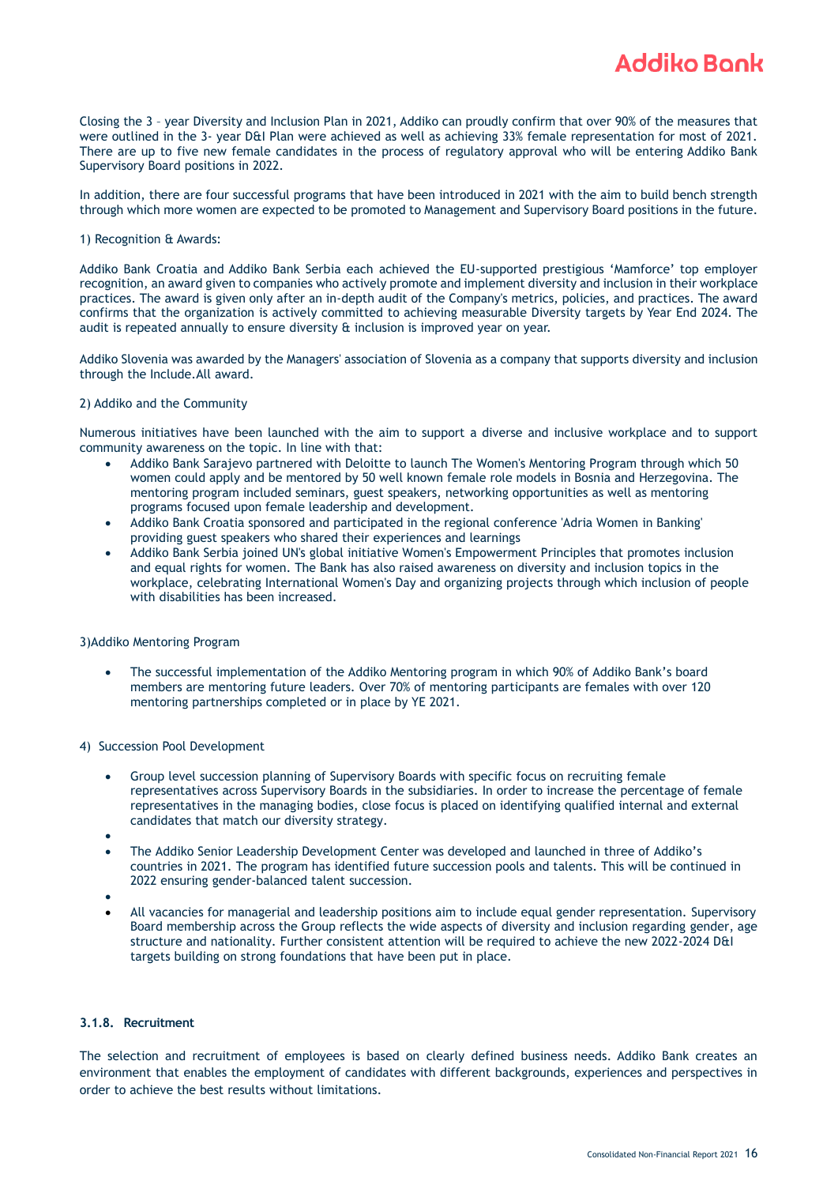Closing the 3 – year Diversity and Inclusion Plan in 2021, Addiko can proudly confirm that over 90% of the measures that were outlined in the 3- year D&I Plan were achieved as well as achieving 33% female representation for most of 2021. There are up to five new female candidates in the process of regulatory approval who will be entering Addiko Bank Supervisory Board positions in 2022.

In addition, there are four successful programs that have been introduced in 2021 with the aim to build bench strength through which more women are expected to be promoted to Management and Supervisory Board positions in the future.

1) Recognition & Awards:

Addiko Bank Croatia and Addiko Bank Serbia each achieved the EU-supported prestigious 'Mamforce' top employer recognition, an award given to companies who actively promote and implement diversity and inclusion in their workplace practices. The award is given only after an in-depth audit of the Company's metrics, policies, and practices. The award confirms that the organization is actively committed to achieving measurable Diversity targets by Year End 2024. The audit is repeated annually to ensure diversity & inclusion is improved year on year.

Addiko Slovenia was awarded by the Managers' association of Slovenia as a company that supports diversity and inclusion through the Include.All award.

2) Addiko and the Community

Numerous initiatives have been launched with the aim to support a diverse and inclusive workplace and to support community awareness on the topic. In line with that:

- Addiko Bank Sarajevo partnered with Deloitte to launch The Women's Mentoring Program through which 50 women could apply and be mentored by 50 well known female role models in Bosnia and Herzegovina. The mentoring program included seminars, guest speakers, networking opportunities as well as mentoring programs focused upon female leadership and development.
- Addiko Bank Croatia sponsored and participated in the regional conference 'Adria Women in Banking' providing guest speakers who shared their experiences and learnings
- Addiko Bank Serbia joined UN's global initiative Women's Empowerment Principles that promotes inclusion and equal rights for women. The Bank has also raised awareness on diversity and inclusion topics in the workplace, celebrating International Women's Day and organizing projects through which inclusion of people with disabilities has been increased.

3)Addiko Mentoring Program

- The successful implementation of the Addiko Mentoring program in which 90% of Addiko Bank's board members are mentoring future leaders. Over 70% of mentoring participants are females with over 120 mentoring partnerships completed or in place by YE 2021.

4) Succession Pool Development

- Group level succession planning of Supervisory Boards with specific focus on recruiting female representatives across Supervisory Boards in the subsidiaries. In order to increase the percentage of female representatives in the managing bodies, close focus is placed on identifying qualified internal and external candidates that match our diversity strategy.
- The Addiko Senior Leadership Development Center was developed and launched in three of Addiko's countries in 2021. The program has identified future succession pools and talents. This will be continued in 2022 ensuring gender-balanced talent succession.
- All vacancies for managerial and leadership positions aim to include equal gender representation. Supervisory Board membership across the Group reflects the wide aspects of diversity and inclusion regarding gender, age structure and nationality. Further consistent attention will be required to achieve the new 2022-2024 D&I targets building on strong foundations that have been put in place.

#### 3.1.8. Recruitment

The selection and recruitment of employees is based on clearly defined business needs. Addiko Bank creates an environment that enables the employment of candidates with different backgrounds, experiences and perspectives in order to achieve the best results without limitations.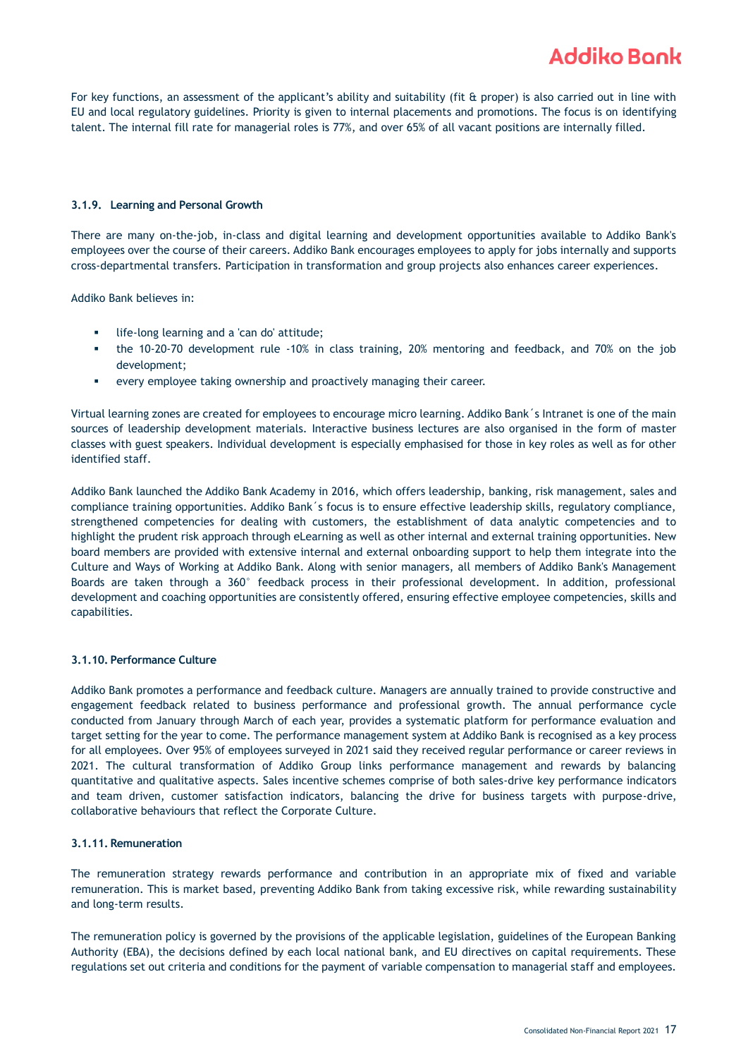For key functions, an assessment of the applicant's ability and suitability (fit & proper) is also carried out in line with EU and local regulatory guidelines. Priority is given to internal placements and promotions. The focus is on identifying talent. The internal fill rate for managerial roles is 77%, and over 65% of all vacant positions are internally filled.

### 3.1.9. Learning and Personal Growth

There are many on-the-job, in-class and digital learning and development opportunities available to Addiko Bank's employees over the course of their careers. Addiko Bank encourages employees to apply for jobs internally and supports cross-departmental transfers. Participation in transformation and group projects also enhances career experiences.

Addiko Bank believes in:

- life-long learning and a 'can do' attitude;
- the 10-20-70 development rule -10% in class training, 20% mentoring and feedback, and 70% on the job development;
- every employee taking ownership and proactively managing their career.

Virtual learning zones are created for employees to encourage micro learning. Addiko Bank´s Intranet is one of the main sources of leadership development materials. Interactive business lectures are also organised in the form of master classes with guest speakers. Individual development is especially emphasised for those in key roles as well as for other identified staff.

Addiko Bank launched the Addiko Bank Academy in 2016, which offers leadership, banking, risk management, sales and compliance training opportunities. Addiko Bank´s focus is to ensure effective leadership skills, regulatory compliance, strengthened competencies for dealing with customers, the establishment of data analytic competencies and to highlight the prudent risk approach through eLearning as well as other internal and external training opportunities. New board members are provided with extensive internal and external onboarding support to help them integrate into the Culture and Ways of Working at Addiko Bank. Along with senior managers, all members of Addiko Bank's Management Boards are taken through a 360° feedback process in their professional development. In addition, professional development and coaching opportunities are consistently offered, ensuring effective employee competencies, skills and capabilities.

### 3.1.10. Performance Culture

Addiko Bank promotes a performance and feedback culture. Managers are annually trained to provide constructive and engagement feedback related to business performance and professional growth. The annual performance cycle conducted from January through March of each year, provides a systematic platform for performance evaluation and target setting for the year to come. The performance management system at Addiko Bank is recognised as a key process for all employees. Over 95% of employees surveyed in 2021 said they received regular performance or career reviews in 2021. The cultural transformation of Addiko Group links performance management and rewards by balancing quantitative and qualitative aspects. Sales incentive schemes comprise of both sales-drive key performance indicators and team driven, customer satisfaction indicators, balancing the drive for business targets with purpose-drive, collaborative behaviours that reflect the Corporate Culture.

### 3.1.11. Remuneration

The remuneration strategy rewards performance and contribution in an appropriate mix of fixed and variable remuneration. This is market based, preventing Addiko Bank from taking excessive risk, while rewarding sustainability and long-term results.

The remuneration policy is governed by the provisions of the applicable legislation, guidelines of the European Banking Authority (EBA), the decisions defined by each local national bank, and EU directives on capital requirements. These regulations set out criteria and conditions for the payment of variable compensation to managerial staff and employees.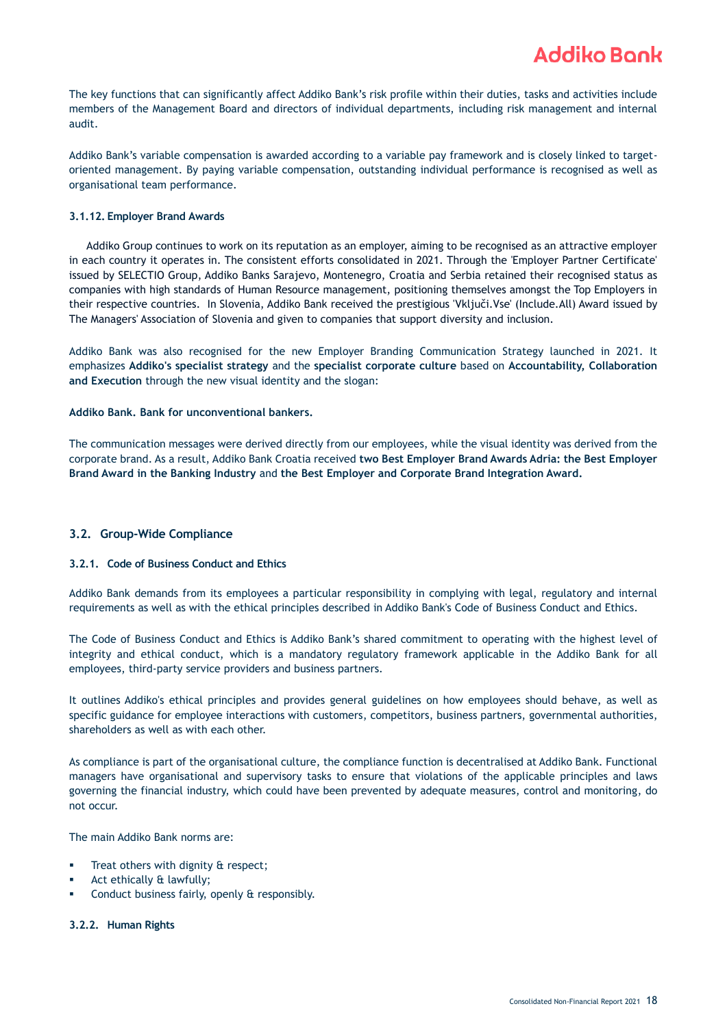The key functions that can significantly affect Addiko Bank's risk profile within their duties, tasks and activities include members of the Management Board and directors of individual departments, including risk management and internal audit.

Addiko Bank's variable compensation is awarded according to a variable pay framework and is closely linked to target-oriented management. By paying variable compensation, outstanding individual performance is recognised as well as organisational team performance.

#### 3.1.12. Employer Brand Awards

Addiko Group continues to work on its reputation as an employer, aiming to be recognised as an attractive employer in each country it operates in. The consistent efforts consolidated in 2021. Through the 'Employer Partner Certificate' issued by SELECTIO Group, Addiko Banks Sarajevo, Montenegro, Croatia and Serbia retained their recognised status as companies with high standards of Human Resource management, positioning themselves amongst the Top Employers in their respective countries. In Slovenia, Addiko Bank received the prestigious 'Vključi.Vse' (Include.All) Award issued by The Managers' Association of Slovenia and given to companies that support diversity and inclusion.

Addiko Bank was also recognised for the new Employer Branding Communication Strategy launched in 2021. It emphasizes **Addiko's specialist strategy** and the **specialist corporate culture** based on **Accountability, Collaboration and Execution** through the new visual identity and the slogan:

**Addiko Bank. Bank for unconventional bankers.**

The communication messages were derived directly from our employees, while the visual identity was derived from the corporate brand. As a result, Addiko Bank Croatia received **two Best Employer Brand Awards Adria: the Best Employer Brand Award in the Banking Industry** and **the Best Employer and Corporate Brand Integration Award.**

### 3.2. Group-Wide Compliance

#### 3.2.1. Code of Business Conduct and Ethics

Addiko Bank demands from its employees a particular responsibility in complying with legal, regulatory and internal requirements as well as with the ethical principles described in Addiko Bank's Code of Business Conduct and Ethics.

The Code of Business Conduct and Ethics is Addiko Bank's shared commitment to operating with the highest level of integrity and ethical conduct, which is a mandatory regulatory framework applicable in the Addiko Bank for all employees, third-party service providers and business partners.

It outlines Addiko's ethical principles and provides general guidelines on how employees should behave, as well as specific guidance for employee interactions with customers, competitors, business partners, governmental authorities, shareholders as well as with each other.

As compliance is part of the organisational culture, the compliance function is decentralised at Addiko Bank. Functional managers have organisational and supervisory tasks to ensure that violations of the applicable principles and laws governing the financial industry, which could have been prevented by adequate measures, control and monitoring, do not occur.

The main Addiko Bank norms are:

- Treat others with dignity & respect;
- Act ethically & lawfully;
- Conduct business fairly, openly & responsibly.

#### 3.2.2. Human Rights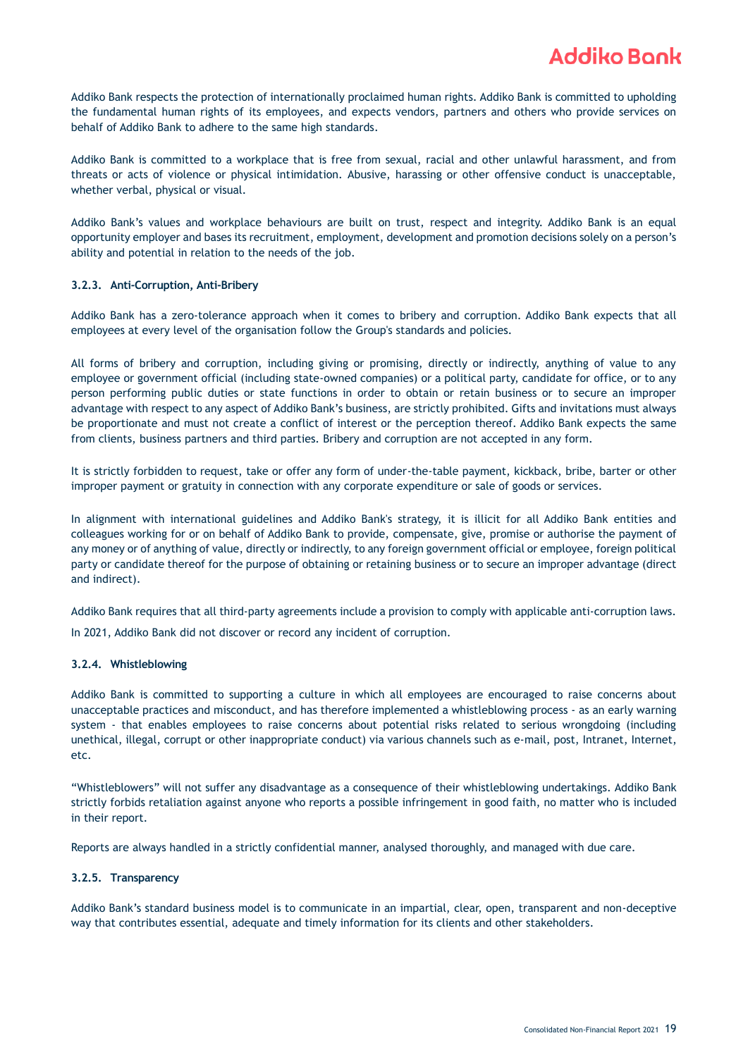Addiko Bank respects the protection of internationally proclaimed human rights. Addiko Bank is committed to upholding the fundamental human rights of its employees, and expects vendors, partners and others who provide services on behalf of Addiko Bank to adhere to the same high standards.

Addiko Bank is committed to a workplace that is free from sexual, racial and other unlawful harassment, and from threats or acts of violence or physical intimidation. Abusive, harassing or other offensive conduct is unacceptable, whether verbal, physical or visual.

Addiko Bank's values and workplace behaviours are built on trust, respect and integrity. Addiko Bank is an equal opportunity employer and bases its recruitment, employment, development and promotion decisions solely on a person's ability and potential in relation to the needs of the job.

#### 3.2.3. Anti-Corruption, Anti-Bribery

Addiko Bank has a zero-tolerance approach when it comes to bribery and corruption. Addiko Bank expects that all employees at every level of the organisation follow the Group's standards and policies.

All forms of bribery and corruption, including giving or promising, directly or indirectly, anything of value to any employee or government official (including state-owned companies) or a political party, candidate for office, or to any person performing public duties or state functions in order to obtain or retain business or to secure an improper advantage with respect to any aspect of Addiko Bank's business, are strictly prohibited. Gifts and invitations must always be proportionate and must not create a conflict of interest or the perception thereof. Addiko Bank expects the same from clients, business partners and third parties. Bribery and corruption are not accepted in any form.

It is strictly forbidden to request, take or offer any form of under-the-table payment, kickback, bribe, barter or other improper payment or gratuity in connection with any corporate expenditure or sale of goods or services.

In alignment with international guidelines and Addiko Bank's strategy, it is illicit for all Addiko Bank entities and colleagues working for or on behalf of Addiko Bank to provide, compensate, give, promise or authorise the payment of any money or of anything of value, directly or indirectly, to any foreign government official or employee, foreign political party or candidate thereof for the purpose of obtaining or retaining business or to secure an improper advantage (direct and indirect).

Addiko Bank requires that all third-party agreements include a provision to comply with applicable anti-corruption laws.

In 2021, Addiko Bank did not discover or record any incident of corruption.

#### 3.2.4. Whistleblowing

Addiko Bank is committed to supporting a culture in which all employees are encouraged to raise concerns about unacceptable practices and misconduct, and has therefore implemented a whistleblowing process - as an early warning system - that enables employees to raise concerns about potential risks related to serious wrongdoing (including unethical, illegal, corrupt or other inappropriate conduct) via various channels such as e-mail, post, Intranet, Internet, etc.

"Whistleblowers" will not suffer any disadvantage as a consequence of their whistleblowing undertakings. Addiko Bank strictly forbids retaliation against anyone who reports a possible infringement in good faith, no matter who is included in their report.

Reports are always handled in a strictly confidential manner, analysed thoroughly, and managed with due care.

#### 3.2.5. Transparency

Addiko Bank's standard business model is to communicate in an impartial, clear, open, transparent and non-deceptive way that contributes essential, adequate and timely information for its clients and other stakeholders.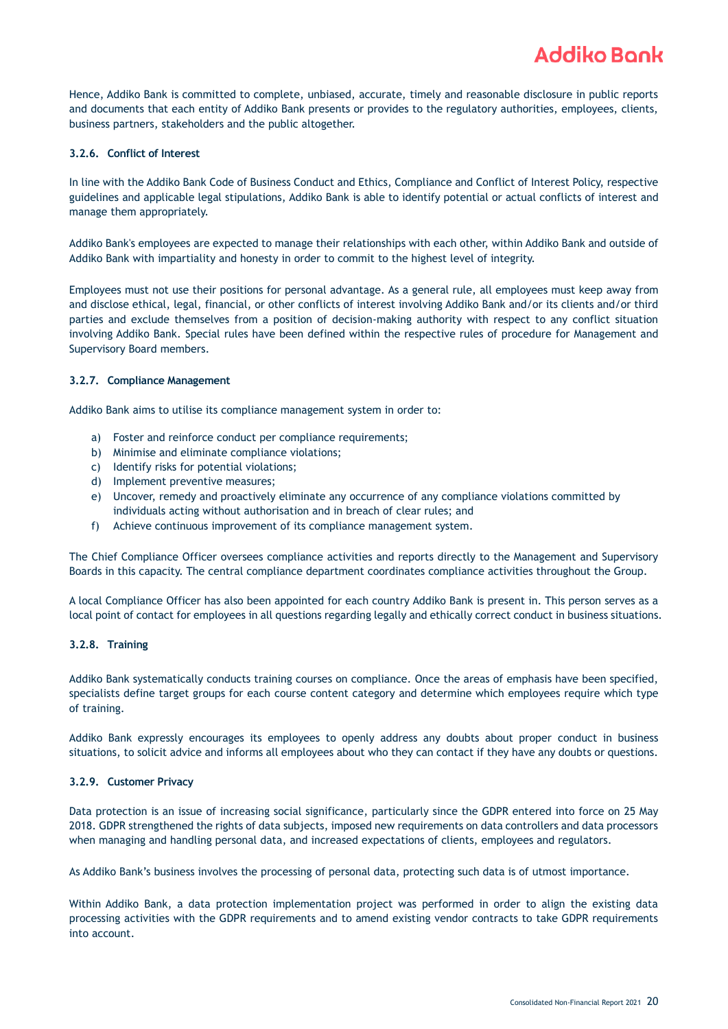Hence, Addiko Bank is committed to complete, unbiased, accurate, timely and reasonable disclosure in public reports and documents that each entity of Addiko Bank presents or provides to the regulatory authorities, employees, clients, business partners, stakeholders and the public altogether.

#### 3.2.6. Conflict of Interest

In line with the Addiko Bank Code of Business Conduct and Ethics, Compliance and Conflict of Interest Policy, respective guidelines and applicable legal stipulations, Addiko Bank is able to identify potential or actual conflicts of interest and manage them appropriately.

Addiko Bank's employees are expected to manage their relationships with each other, within Addiko Bank and outside of Addiko Bank with impartiality and honesty in order to commit to the highest level of integrity.

Employees must not use their positions for personal advantage. As a general rule, all employees must keep away from and disclose ethical, legal, financial, or other conflicts of interest involving Addiko Bank and/or its clients and/or third parties and exclude themselves from a position of decision-making authority with respect to any conflict situation involving Addiko Bank. Special rules have been defined within the respective rules of procedure for Management and Supervisory Board members.

#### 3.2.7. Compliance Management

Addiko Bank aims to utilise its compliance management system in order to:

a) Foster and reinforce conduct per compliance requirements;
b) Minimise and eliminate compliance violations;
c) Identify risks for potential violations;
d) Implement preventive measures;
e) Uncover, remedy and proactively eliminate any occurrence of any compliance violations committed by individuals acting without authorisation and in breach of clear rules; and
f) Achieve continuous improvement of its compliance management system.

The Chief Compliance Officer oversees compliance activities and reports directly to the Management and Supervisory Boards in this capacity. The central compliance department coordinates compliance activities throughout the Group.

A local Compliance Officer has also been appointed for each country Addiko Bank is present in. This person serves as a local point of contact for employees in all questions regarding legally and ethically correct conduct in business situations.

#### 3.2.8. Training

Addiko Bank systematically conducts training courses on compliance. Once the areas of emphasis have been specified, specialists define target groups for each course content category and determine which employees require which type of training.

Addiko Bank expressly encourages its employees to openly address any doubts about proper conduct in business situations, to solicit advice and informs all employees about who they can contact if they have any doubts or questions.

#### 3.2.9. Customer Privacy

Data protection is an issue of increasing social significance, particularly since the GDPR entered into force on 25 May 2018. GDPR strengthened the rights of data subjects, imposed new requirements on data controllers and data processors when managing and handling personal data, and increased expectations of clients, employees and regulators.

As Addiko Bank's business involves the processing of personal data, protecting such data is of utmost importance.

Within Addiko Bank, a data protection implementation project was performed in order to align the existing data processing activities with the GDPR requirements and to amend existing vendor contracts to take GDPR requirements into account.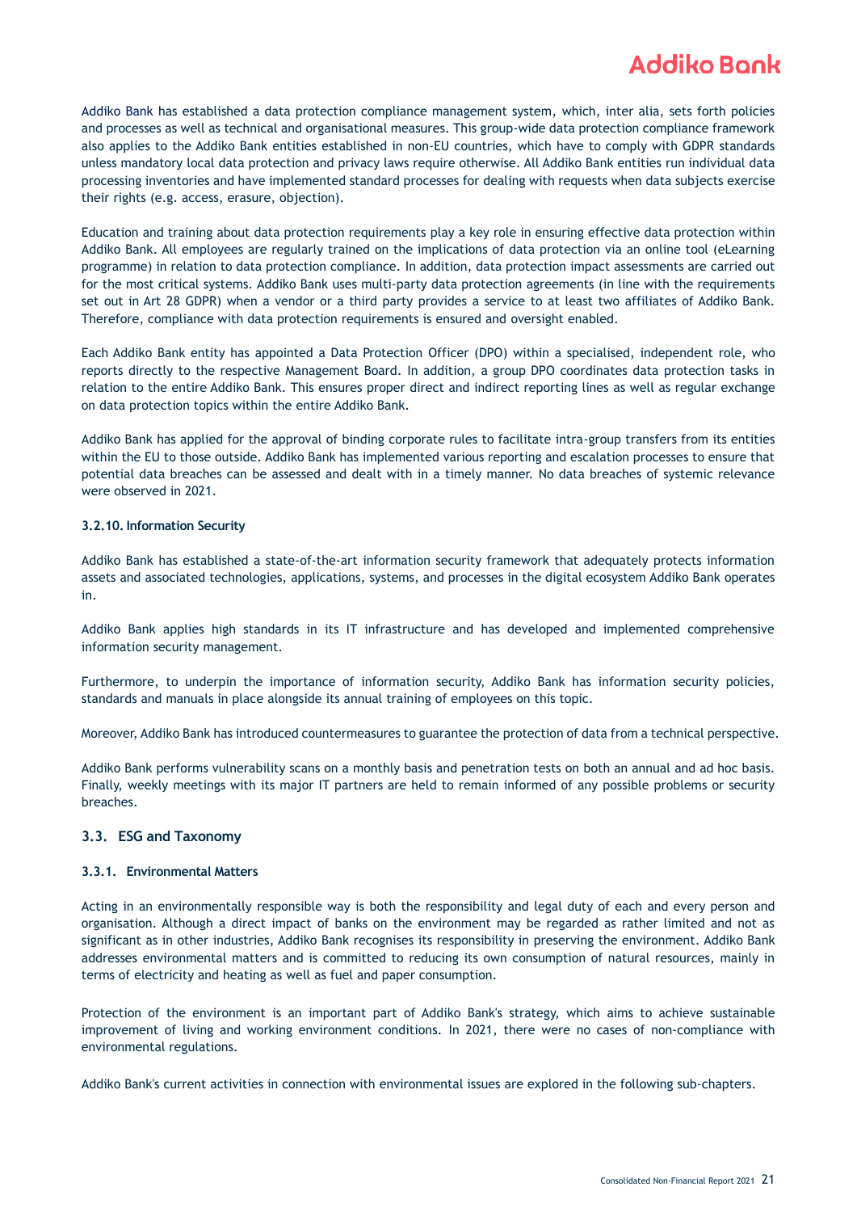Addiko Bank has established a data protection compliance management system, which, inter alia, sets forth policies and processes as well as technical and organisational measures. This group-wide data protection compliance framework also applies to the Addiko Bank entities established in non-EU countries, which have to comply with GDPR standards unless mandatory local data protection and privacy laws require otherwise. All Addiko Bank entities run individual data processing inventories and have implemented standard processes for dealing with requests when data subjects exercise their rights (e.g. access, erasure, objection).

Education and training about data protection requirements play a key role in ensuring effective data protection within Addiko Bank. All employees are regularly trained on the implications of data protection via an online tool (eLearning programme) in relation to data protection compliance. In addition, data protection impact assessments are carried out for the most critical systems. Addiko Bank uses multi-party data protection agreements (in line with the requirements set out in Art 28 GDPR) when a vendor or a third party provides a service to at least two affiliates of Addiko Bank. Therefore, compliance with data protection requirements is ensured and oversight enabled.

Each Addiko Bank entity has appointed a Data Protection Officer (DPO) within a specialised, independent role, who reports directly to the respective Management Board. In addition, a group DPO coordinates data protection tasks in relation to the entire Addiko Bank. This ensures proper direct and indirect reporting lines as well as regular exchange on data protection topics within the entire Addiko Bank.

Addiko Bank has applied for the approval of binding corporate rules to facilitate intra-group transfers from its entities within the EU to those outside. Addiko Bank has implemented various reporting and escalation processes to ensure that potential data breaches can be assessed and dealt with in a timely manner. No data breaches of systemic relevance were observed in 2021.

#### 3.2.10. Information Security

Addiko Bank has established a state-of-the-art information security framework that adequately protects information assets and associated technologies, applications, systems, and processes in the digital ecosystem Addiko Bank operates in.

Addiko Bank applies high standards in its IT infrastructure and has developed and implemented comprehensive information security management.

Furthermore, to underpin the importance of information security, Addiko Bank has information security policies, standards and manuals in place alongside its annual training of employees on this topic.

Moreover, Addiko Bank has introduced countermeasures to guarantee the protection of data from a technical perspective.

Addiko Bank performs vulnerability scans on a monthly basis and penetration tests on both an annual and ad hoc basis. Finally, weekly meetings with its major IT partners are held to remain informed of any possible problems or security breaches.

### 3.3. ESG and Taxonomy

#### 3.3.1. Environmental Matters

Acting in an environmentally responsible way is both the responsibility and legal duty of each and every person and organisation. Although a direct impact of banks on the environment may be regarded as rather limited and not as significant as in other industries, Addiko Bank recognises its responsibility in preserving the environment. Addiko Bank addresses environmental matters and is committed to reducing its own consumption of natural resources, mainly in terms of electricity and heating as well as fuel and paper consumption.

Protection of the environment is an important part of Addiko Bank's strategy, which aims to achieve sustainable improvement of living and working environment conditions. In 2021, there were no cases of non-compliance with environmental regulations.

Addiko Bank's current activities in connection with environmental issues are explored in the following sub-chapters.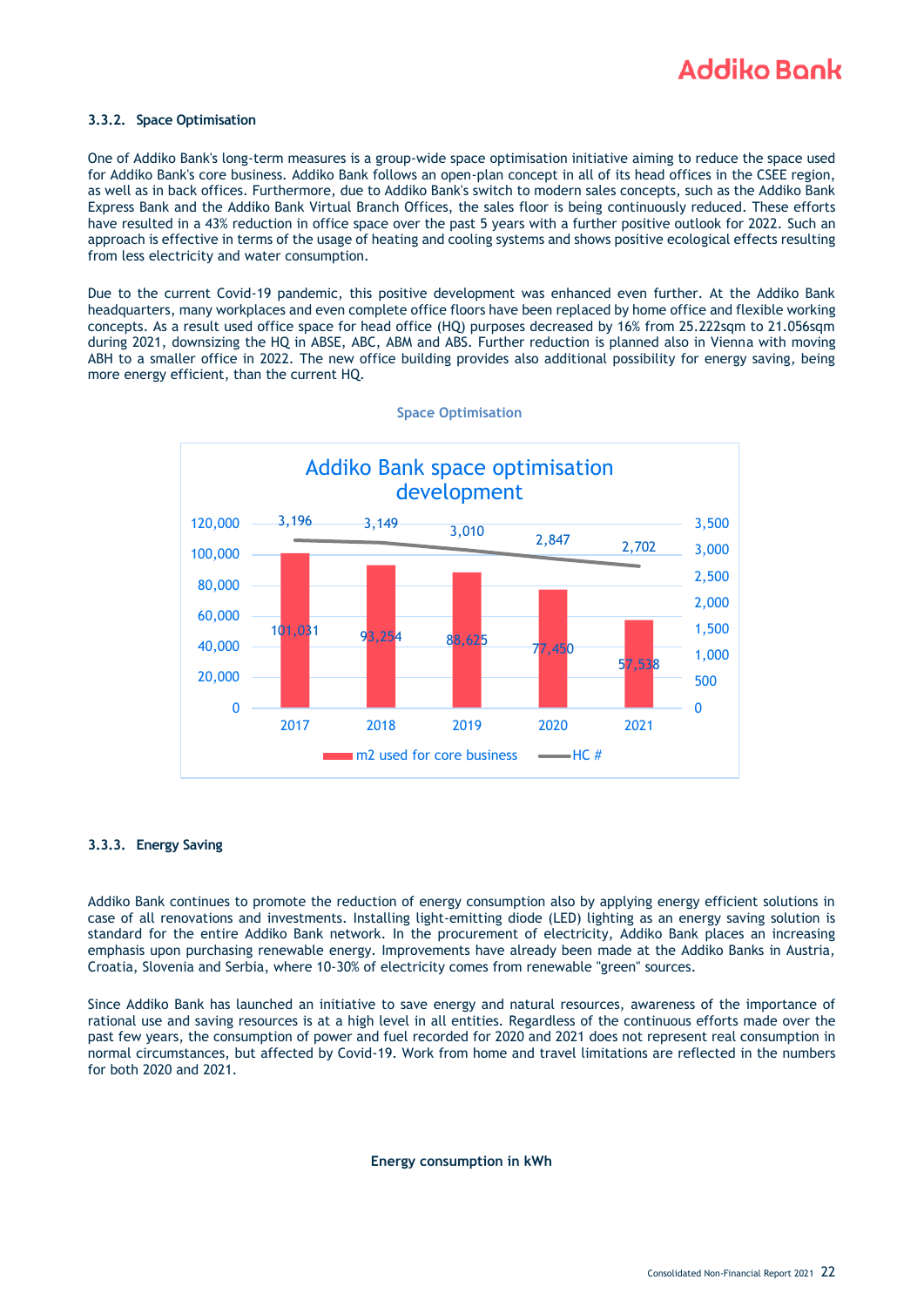### 3.3.2. Space Optimisation

One of Addiko Bank's long-term measures is a group-wide space optimisation initiative aiming to reduce the space used for Addiko Bank's core business. Addiko Bank follows an open-plan concept in all of its head offices in the CSEE region, as well as in back offices. Furthermore, due to Addiko Bank's switch to modern sales concepts, such as the Addiko Bank Express Bank and the Addiko Bank Virtual Branch Offices, the sales floor is being continuously reduced. These efforts have resulted in a 43% reduction in office space over the past 5 years with a further positive outlook for 2022. Such an approach is effective in terms of the usage of heating and cooling systems and shows positive ecological effects resulting from less electricity and water consumption.

Due to the current Covid-19 pandemic, this positive development was enhanced even further. At the Addiko Bank headquarters, many workplaces and even complete office floors have been replaced by home office and flexible working concepts. As a result used office space for head office (HQ) purposes decreased by 16% from 25.222sqm to 21.056sqm during 2021, downsizing the HQ in ABSE, ABC, ABM and ABS. Further reduction is planned also in Vienna with moving ABH to a smaller office in 2022. The new office building provides also additional possibility for energy saving, being more energy efficient, than the current HQ.

**Space Optimisation**

Addiko Bank space optimisation development

| Year | m2 used for core business | HC # |
|---|---|---|
| 2017 | 101,031 | 3,196 |
| 2018 | 93,254 | 3,149 |
| 2019 | 88,625 | 3,010 |
| 2020 | 77,450 | 2,847 |
| 2021 | 57,538 | 2,702 |

### 3.3.3. Energy Saving

Addiko Bank continues to promote the reduction of energy consumption also by applying energy efficient solutions in case of all renovations and investments. Installing light-emitting diode (LED) lighting as an energy saving solution is standard for the entire Addiko Bank network. In the procurement of electricity, Addiko Bank places an increasing emphasis upon purchasing renewable energy. Improvements have already been made at the Addiko Banks in Austria, Croatia, Slovenia and Serbia, where 10-30% of electricity comes from renewable "green" sources.

Since Addiko Bank has launched an initiative to save energy and natural resources, awareness of the importance of rational use and saving resources is at a high level in all entities. Regardless of the continuous efforts made over the past few years, the consumption of power and fuel recorded for 2020 and 2021 does not represent real consumption in normal circumstances, but affected by Covid-19. Work from home and travel limitations are reflected in the numbers for both 2020 and 2021.

**Energy consumption in kWh**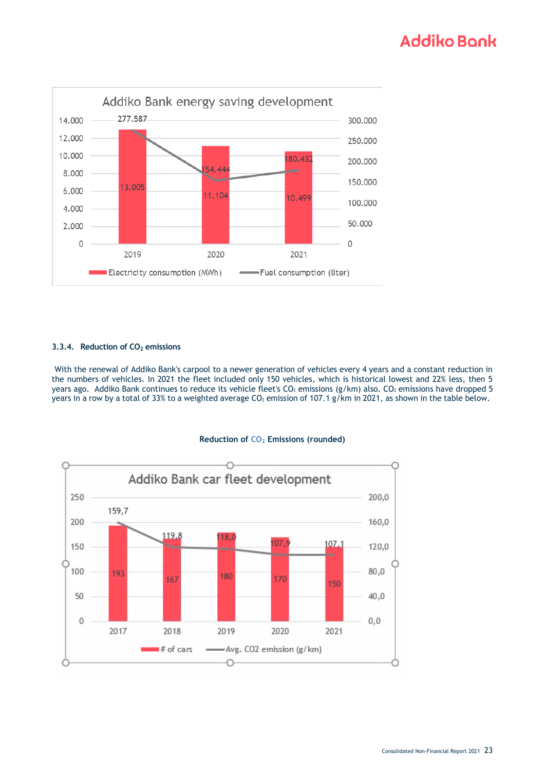**Addiko Bank energy saving development**

| | 2019 | 2020 | 2021 |
|---|---|---|---|
| Electricity consumption (MWh) | 13.005 | 11.104 | 10.499 |
| Fuel consumption (liter) | 277.587 | 154.444 | 180.432 |

### 3.3.4. Reduction of $CO_2$ emissions

With the renewal of Addiko Bank's carpool to a newer generation of vehicles every 4 years and a constant reduction in the numbers of vehicles. In 2021 the fleet included only 150 vehicles, which is historical lowest and 22% less, then 5 years ago. Addiko Bank continues to reduce its vehicle fleet's $CO_2$ emissions (g/km) also. $CO_2$ emissions have dropped 5 years in a row by a total of 33% to a weighted average $CO_2$ emission of 107.1 g/km in 2021, as shown in the table below.

**Reduction of $CO_2$ Emissions (rounded)**

**Addiko Bank car fleet development**

| | 2017 | 2018 | 2019 | 2020 | 2021 |
|---|---|---|---|---|---|
| # of cars | 193 | 167 | 180 | 170 | 150 |
| Avg. CO2 emission (g/km) | 159,7 | 119,8 | 118,0 | 107,9 | 107,1 |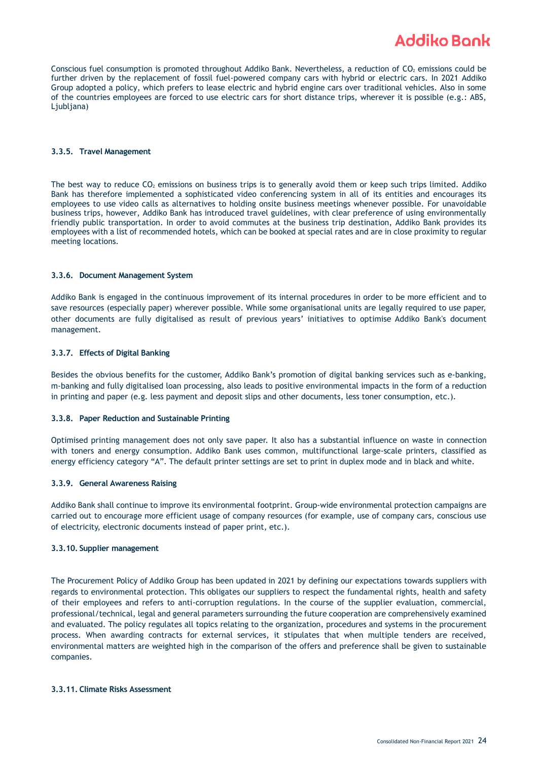Conscious fuel consumption is promoted throughout Addiko Bank. Nevertheless, a reduction of $CO_2$ emissions could be further driven by the replacement of fossil fuel-powered company cars with hybrid or electric cars. In 2021 Addiko Group adopted a policy, which prefers to lease electric and hybrid engine cars over traditional vehicles. Also in some of the countries employees are forced to use electric cars for short distance trips, wherever it is possible (e.g.: ABS, Ljubljana)

### 3.3.5. Travel Management

The best way to reduce $CO_2$ emissions on business trips is to generally avoid them or keep such trips limited. Addiko Bank has therefore implemented a sophisticated video conferencing system in all of its entities and encourages its employees to use video calls as alternatives to holding onsite business meetings whenever possible. For unavoidable business trips, however, Addiko Bank has introduced travel guidelines, with clear preference of using environmentally friendly public transportation. In order to avoid commutes at the business trip destination, Addiko Bank provides its employees with a list of recommended hotels, which can be booked at special rates and are in close proximity to regular meeting locations.

### 3.3.6. Document Management System

Addiko Bank is engaged in the continuous improvement of its internal procedures in order to be more efficient and to save resources (especially paper) wherever possible. While some organisational units are legally required to use paper, other documents are fully digitalised as result of previous years' initiatives to optimise Addiko Bank's document management.

### 3.3.7. Effects of Digital Banking

Besides the obvious benefits for the customer, Addiko Bank's promotion of digital banking services such as e-banking, m-banking and fully digitalised loan processing, also leads to positive environmental impacts in the form of a reduction in printing and paper (e.g. less payment and deposit slips and other documents, less toner consumption, etc.).

### 3.3.8. Paper Reduction and Sustainable Printing

Optimised printing management does not only save paper. It also has a substantial influence on waste in connection with toners and energy consumption. Addiko Bank uses common, multifunctional large-scale printers, classified as energy efficiency category "A". The default printer settings are set to print in duplex mode and in black and white.

### 3.3.9. General Awareness Raising

Addiko Bank shall continue to improve its environmental footprint. Group-wide environmental protection campaigns are carried out to encourage more efficient usage of company resources (for example, use of company cars, conscious use of electricity, electronic documents instead of paper print, etc.).

### 3.3.10. Supplier management

The Procurement Policy of Addiko Group has been updated in 2021 by defining our expectations towards suppliers with regards to environmental protection. This obligates our suppliers to respect the fundamental rights, health and safety of their employees and refers to anti-corruption regulations. In the course of the supplier evaluation, commercial, professional/technical, legal and general parameters surrounding the future cooperation are comprehensively examined and evaluated. The policy regulates all topics relating to the organization, procedures and systems in the procurement process. When awarding contracts for external services, it stipulates that when multiple tenders are received, environmental matters are weighted high in the comparison of the offers and preference shall be given to sustainable companies.

### 3.3.11. Climate Risks Assessment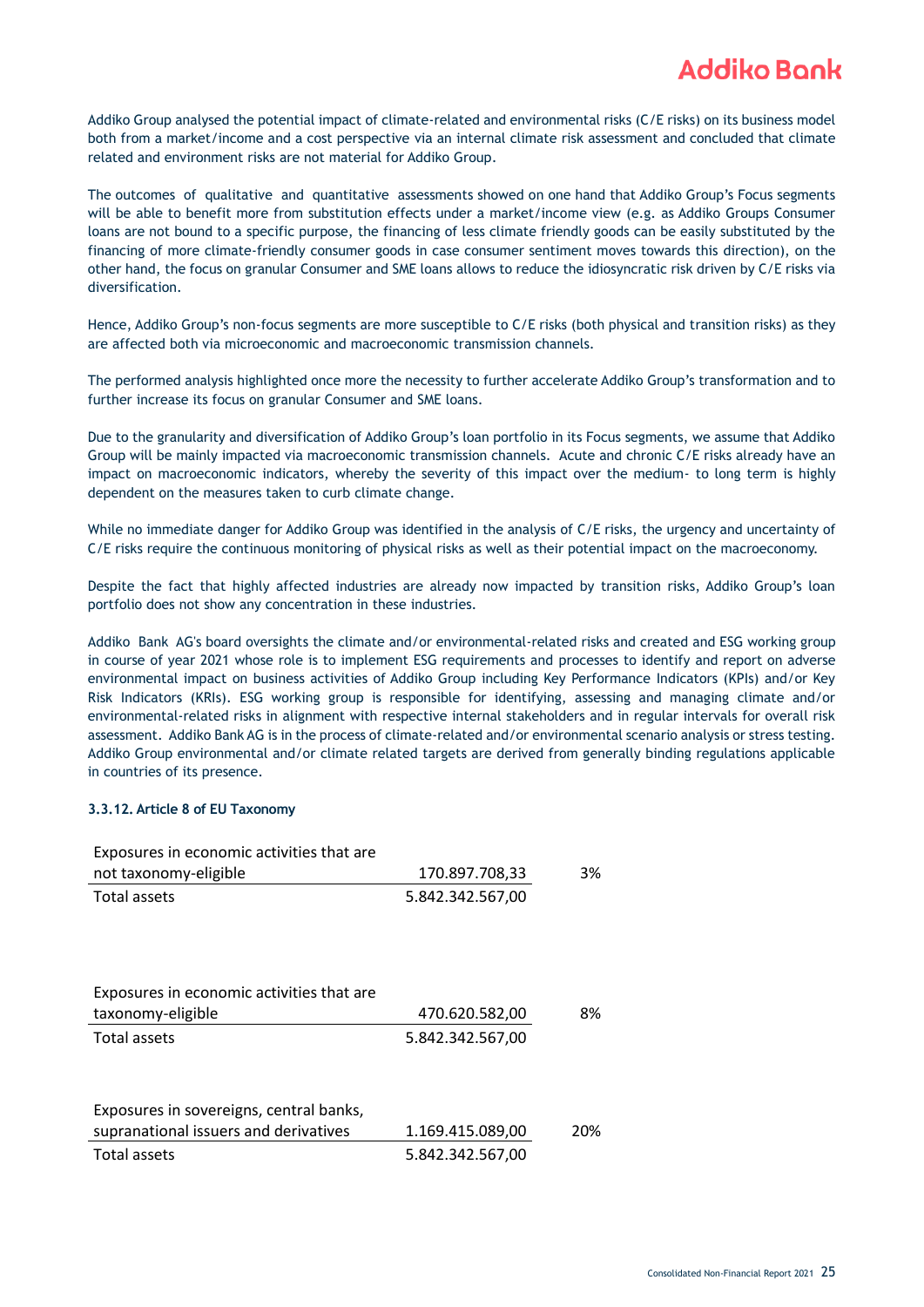Addiko Group analysed the potential impact of climate-related and environmental risks (C/E risks) on its business model both from a market/income and a cost perspective via an internal climate risk assessment and concluded that climate related and environment risks are not material for Addiko Group.

The outcomes of qualitative and quantitative assessments showed on one hand that Addiko Group's Focus segments will be able to benefit more from substitution effects under a market/income view (e.g. as Addiko Groups Consumer loans are not bound to a specific purpose, the financing of less climate friendly goods can be easily substituted by the financing of more climate-friendly consumer goods in case consumer sentiment moves towards this direction), on the other hand, the focus on granular Consumer and SME loans allows to reduce the idiosyncratic risk driven by C/E risks via diversification.

Hence, Addiko Group's non-focus segments are more susceptible to C/E risks (both physical and transition risks) as they are affected both via microeconomic and macroeconomic transmission channels.

The performed analysis highlighted once more the necessity to further accelerate Addiko Group's transformation and to further increase its focus on granular Consumer and SME loans.

Due to the granularity and diversification of Addiko Group's loan portfolio in its Focus segments, we assume that Addiko Group will be mainly impacted via macroeconomic transmission channels. Acute and chronic C/E risks already have an impact on macroeconomic indicators, whereby the severity of this impact over the medium- to long term is highly dependent on the measures taken to curb climate change.

While no immediate danger for Addiko Group was identified in the analysis of C/E risks, the urgency and uncertainty of C/E risks require the continuous monitoring of physical risks as well as their potential impact on the macroeconomy.

Despite the fact that highly affected industries are already now impacted by transition risks, Addiko Group's loan portfolio does not show any concentration in these industries.

Addiko Bank AG's board oversights the climate and/or environmental-related risks and created and ESG working group in course of year 2021 whose role is to implement ESG requirements and processes to identify and report on adverse environmental impact on business activities of Addiko Group including Key Performance Indicators (KPIs) and/or Key Risk Indicators (KRIs). ESG working group is responsible for identifying, assessing and managing climate and/or environmental-related risks in alignment with respective internal stakeholders and in regular intervals for overall risk assessment. Addiko Bank AG is in the process of climate-related and/or environmental scenario analysis or stress testing. Addiko Group environmental and/or climate related targets are derived from generally binding regulations applicable in countries of its presence.

#### 3.3.12. Article 8 of EU Taxonomy

| | | |
|---|---|---|
| Exposures in economic activities that are not taxonomy-eligible | 170.897.708,33 | 3% |
| Total assets | 5.842.342.567,00 | |

| | | |
|---|---|---|
| Exposures in economic activities that are taxonomy-eligible | 470.620.582,00 | 8% |
| Total assets | 5.842.342.567,00 | |

| | | |
|---|---|---|
| Exposures in sovereigns, central banks, supranational issuers and derivatives | 1.169.415.089,00 | 20% |
| Total assets | 5.842.342.567,00 | |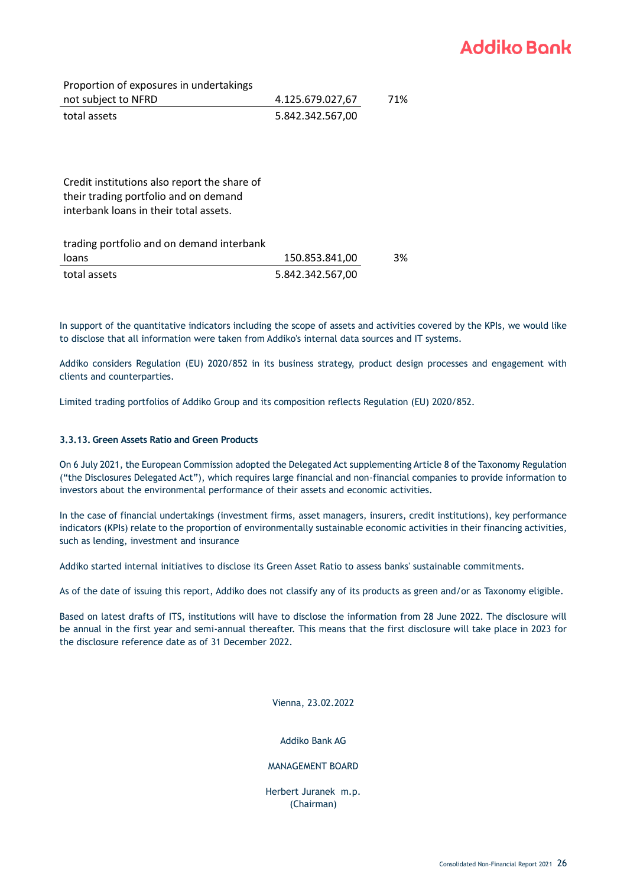| | | |
|---|---|---|
| Proportion of exposures in undertakings not subject to NFRD | 4.125.679.027,67 | 71% |
| total assets | 5.842.342.567,00 | |

Credit institutions also report the share of their trading portfolio and on demand interbank loans in their total assets.

| | | |
|---|---|---|
| trading portfolio and on demand interbank loans | 150.853.841,00 | 3% |
| total assets | 5.842.342.567,00 | |

In support of the quantitative indicators including the scope of assets and activities covered by the KPIs, we would like to disclose that all information were taken from Addiko's internal data sources and IT systems.

Addiko considers Regulation (EU) 2020/852 in its business strategy, product design processes and engagement with clients and counterparties.

Limited trading portfolios of Addiko Group and its composition reflects Regulation (EU) 2020/852.

### 3.3.13. Green Assets Ratio and Green Products

On 6 July 2021, the European Commission adopted the Delegated Act supplementing Article 8 of the Taxonomy Regulation ("the Disclosures Delegated Act"), which requires large financial and non-financial companies to provide information to investors about the environmental performance of their assets and economic activities.

In the case of financial undertakings (investment firms, asset managers, insurers, credit institutions), key performance indicators (KPIs) relate to the proportion of environmentally sustainable economic activities in their financing activities, such as lending, investment and insurance

Addiko started internal initiatives to disclose its Green Asset Ratio to assess banks' sustainable commitments.

As of the date of issuing this report, Addiko does not classify any of its products as green and/or as Taxonomy eligible.

Based on latest drafts of ITS, institutions will have to disclose the information from 28 June 2022. The disclosure will be annual in the first year and semi-annual thereafter. This means that the first disclosure will take place in 2023 for the disclosure reference date as of 31 December 2022.

Vienna, 23.02.2022

Addiko Bank AG

MANAGEMENT BOARD

Herbert Juranek m.p.
(Chairman)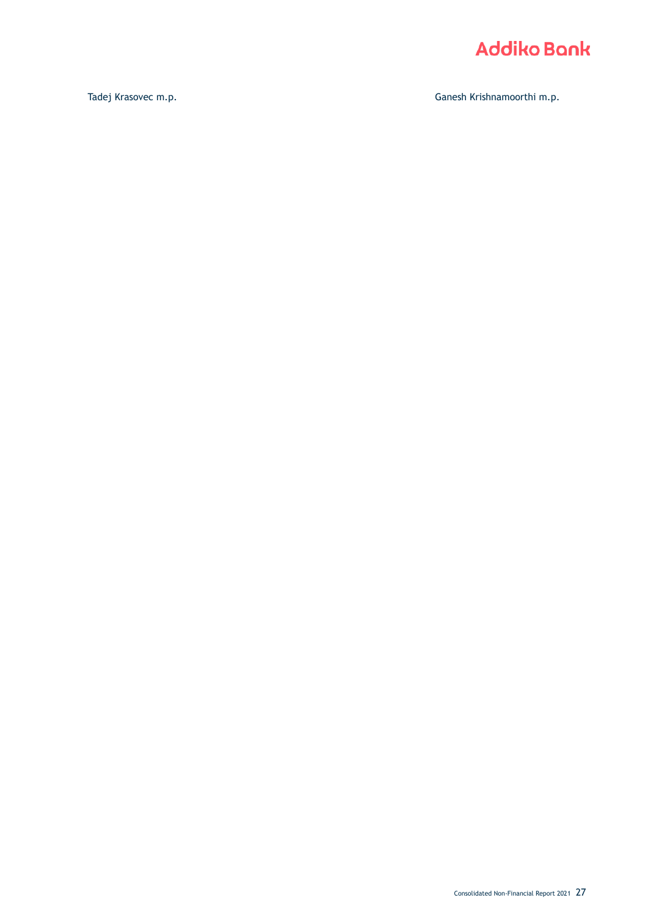Tadej Krasovec m.p.

Ganesh Krishnamoorthi m.p.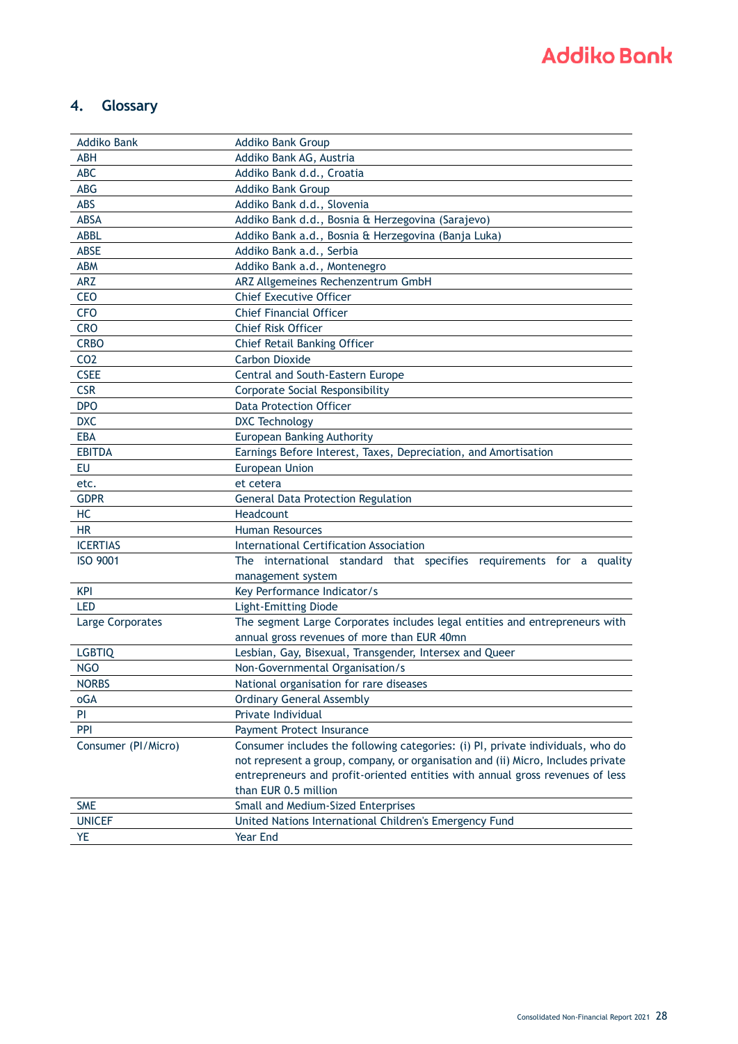## 4. Glossary

| | |
|---|---|
| Addiko Bank | Addiko Bank Group |
| ABH | Addiko Bank AG, Austria |
| ABC | Addiko Bank d.d., Croatia |
| ABG | Addiko Bank Group |
| ABS | Addiko Bank d.d., Slovenia |
| ABSA | Addiko Bank d.d., Bosnia & Herzegovina (Sarajevo) |
| ABBL | Addiko Bank a.d., Bosnia & Herzegovina (Banja Luka) |
| ABSE | Addiko Bank a.d., Serbia |
| ABM | Addiko Bank a.d., Montenegro |
| ARZ | ARZ Allgemeines Rechenzentrum GmbH |
| CEO | Chief Executive Officer |
| CFO | Chief Financial Officer |
| CRO | Chief Risk Officer |
| CRBO | Chief Retail Banking Officer |
| CO2 | Carbon Dioxide |
| CSEE | Central and South-Eastern Europe |
| CSR | Corporate Social Responsibility |
| DPO | Data Protection Officer |
| DXC | DXC Technology |
| EBA | European Banking Authority |
| EBITDA | Earnings Before Interest, Taxes, Depreciation, and Amortisation |
| EU | European Union |
| etc. | et cetera |
| GDPR | General Data Protection Regulation |
| HC | Headcount |
| HR | Human Resources |
| ICERTIAS | International Certification Association |
| ISO 9001 | The international standard that specifies requirements for a quality management system |
| KPI | Key Performance Indicator/s |
| LED | Light-Emitting Diode |
| Large Corporates | The segment Large Corporates includes legal entities and entrepreneurs with annual gross revenues of more than EUR 40mn |
| LGBTIQ | Lesbian, Gay, Bisexual, Transgender, Intersex and Queer |
| NGO | Non-Governmental Organisation/s |
| NORBS | National organisation for rare diseases |
| oGA | Ordinary General Assembly |
| PI | Private Individual |
| PPI | Payment Protect Insurance |
| Consumer (PI/Micro) | Consumer includes the following categories: (i) PI, private individuals, who do not represent a group, company, or organisation and (ii) Micro, Includes private entrepreneurs and profit-oriented entities with annual gross revenues of less than EUR 0.5 million |
| SME | Small and Medium-Sized Enterprises |
| UNICEF | United Nations International Children's Emergency Fund |
| YE | Year End |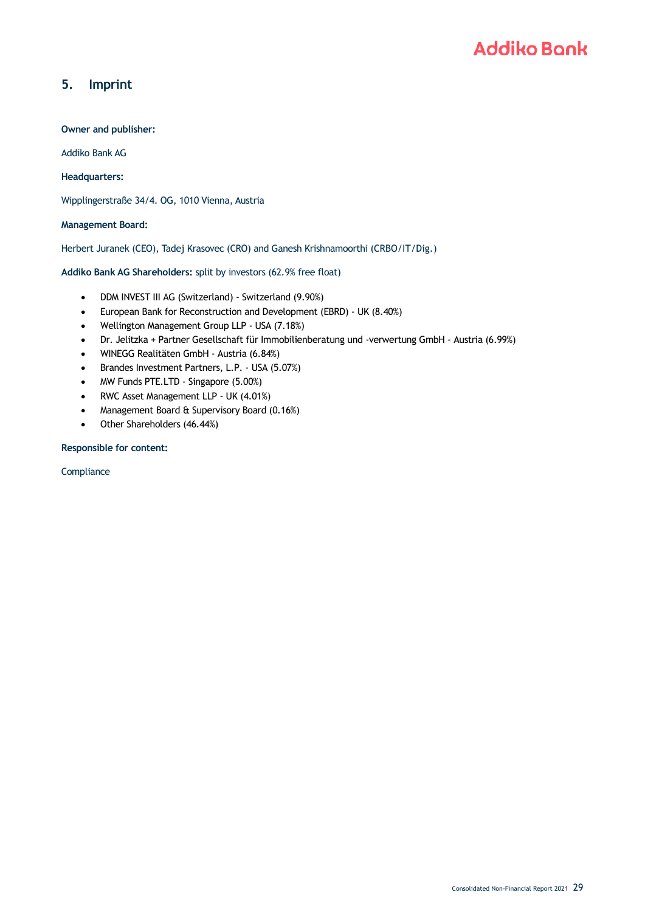## 5. Imprint

**Owner and publisher:**

Addiko Bank AG

**Headquarters:**

Wipplingerstraße 34/4. OG, 1010 Vienna, Austria

**Management Board:**

Herbert Juranek (CEO), Tadej Krasovec (CRO) and Ganesh Krishnamoorthi (CRBO/IT/Dig.)

**Addiko Bank AG Shareholders:** split by investors (62.9% free float)

- DDM INVEST III AG (Switzerland) - Switzerland (9.90%)
- European Bank for Reconstruction and Development (EBRD) - UK (8.40%)
- Wellington Management Group LLP - USA (7.18%)
- Dr. Jelitzka + Partner Gesellschaft für Immobilienberatung und -verwertung GmbH - Austria (6.99%)
- WINEGG Realitäten GmbH - Austria (6.84%)
- Brandes Investment Partners, L.P. - USA (5.07%)
- MW Funds PTE.LTD - Singapore (5.00%)
- RWC Asset Management LLP - UK (4.01%)
- Management Board & Supervisory Board (0.16%)
- Other Shareholders (46.44%)

**Responsible for content:**

Compliance